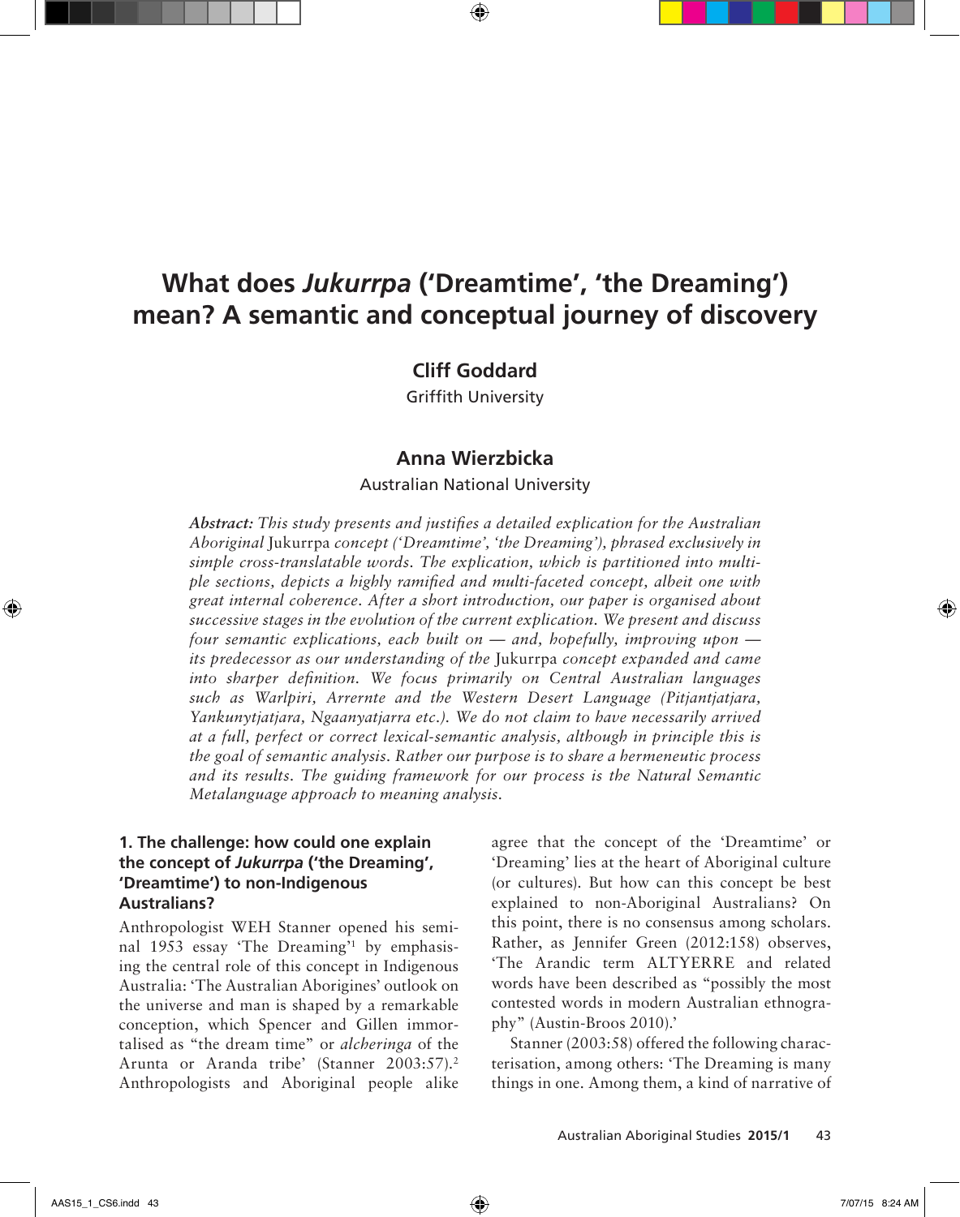# What does *Jukurrpa* ('Dreamtime', 'the Dreaming') mean? A semantic and conceptual journey of discovery

**Cliff Goddard**

Griffith University

**Anna Wierzbicka**

Australian National University

***Abstract:*** *This study presents and justifies a detailed explication for the Australian Aboriginal* Jukurrpa *concept ('Dreamtime', 'the Dreaming'), phrased exclusively in simple cross-translatable words. The explication, which is partitioned into multiple sections, depicts a highly ramified and multi-faceted concept, albeit one with great internal coherence. After a short introduction, our paper is organised about successive stages in the evolution of the current explication. We present and discuss four semantic explications, each built on — and, hopefully, improving upon — its predecessor as our understanding of the* Jukurrpa *concept expanded and came into sharper definition. We focus primarily on Central Australian languages such as Warlpiri, Arrernte and the Western Desert Language (Pitjantjatjara, Yankunytjatjara, Ngaanyatjarra etc.). We do not claim to have necessarily arrived at a full, perfect or correct lexical-semantic analysis, although in principle this is the goal of semantic analysis. Rather our purpose is to share a hermeneutic process and its results. The guiding framework for our process is the Natural Semantic Metalanguage approach to meaning analysis.*

## 1. The challenge: how could one explain the concept of *Jukurrpa* ('the Dreaming', 'Dreamtime') to non-Indigenous Australians?

Anthropologist WEH Stanner opened his seminal 1953 essay 'The Dreaming'[1] by emphasising the central role of this concept in Indigenous Australia: 'The Australian Aborigines' outlook on the universe and man is shaped by a remarkable conception, which Spencer and Gillen immortalised as "the dream time" or *alcheringa* of the Arunta or Aranda tribe' (Stanner 2003:57).[2] Anthropologists and Aboriginal people alike agree that the concept of the 'Dreamtime' or 'Dreaming' lies at the heart of Aboriginal culture (or cultures). But how can this concept be best explained to non-Aboriginal Australians? On this point, there is no consensus among scholars. Rather, as Jennifer Green (2012:158) observes, 'The Arandic term ALTYERRE and related words have been described as "possibly the most contested words in modern Australian ethnography" (Austin-Broos 2010).'

Stanner (2003:58) offered the following characterisation, among others: 'The Dreaming is many things in one. Among them, a kind of narrative of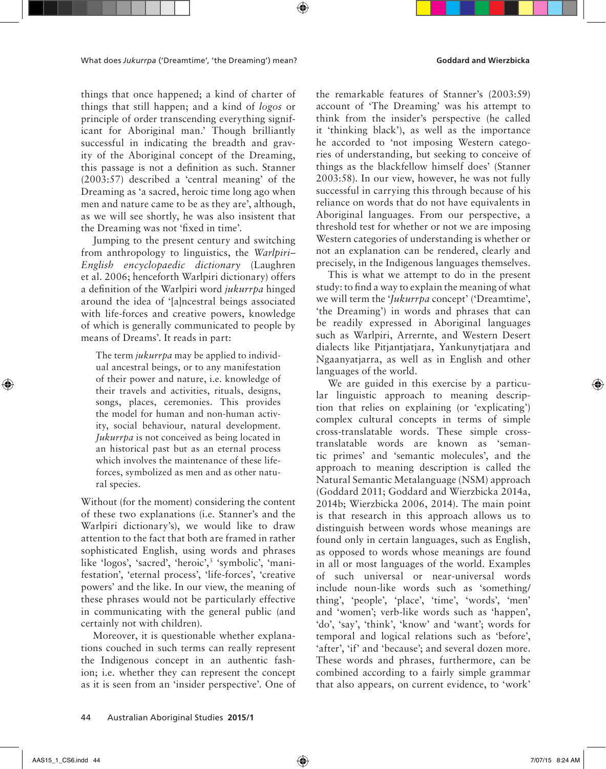things that once happened; a kind of charter of things that still happen; and a kind of *logos* or principle of order transcending everything significant for Aboriginal man.' Though brilliantly successful in indicating the breadth and gravity of the Aboriginal concept of the Dreaming, this passage is not a definition as such. Stanner (2003:57) described a 'central meaning' of the Dreaming as 'a sacred, heroic time long ago when men and nature came to be as they are', although, as we will see shortly, he was also insistent that the Dreaming was not 'fixed in time'.

Jumping to the present century and switching from anthropology to linguistics, the *Warlpiri–English encyclopaedic dictionary* (Laughren et al. 2006; henceforth Warlpiri dictionary) offers a definition of the Warlpiri word *jukurrpa* hinged around the idea of '[a]ncestral beings associated with life-forces and creative powers, knowledge of which is generally communicated to people by means of Dreams'. It reads in part:

> The term *jukurrpa* may be applied to individual ancestral beings, or to any manifestation of their power and nature, i.e. knowledge of their travels and activities, rituals, designs, songs, places, ceremonies. This provides the model for human and non-human activity, social behaviour, natural development. *Jukurrpa* is not conceived as being located in an historical past but as an eternal process which involves the maintenance of these life-forces, symbolized as men and as other natural species.

Without (for the moment) considering the content of these two explanations (i.e. Stanner's and the Warlpiri dictionary's), we would like to draw attention to the fact that both are framed in rather sophisticated English, using words and phrases like 'logos', 'sacred', 'heroic',[3] 'symbolic', 'manifestation', 'eternal process', 'life-forces', 'creative powers' and the like. In our view, the meaning of these phrases would not be particularly effective in communicating with the general public (and certainly not with children).

Moreover, it is questionable whether explanations couched in such terms can really represent the Indigenous concept in an authentic fashion; i.e. whether they can represent the concept as it is seen from an 'insider perspective'. One of the remarkable features of Stanner's (2003:59) account of 'The Dreaming' was his attempt to think from the insider's perspective (he called it 'thinking black'), as well as the importance he accorded to 'not imposing Western categories of understanding, but seeking to conceive of things as the blackfellow himself does' (Stanner 2003:58). In our view, however, he was not fully successful in carrying this through because of his reliance on words that do not have equivalents in Aboriginal languages. From our perspective, a threshold test for whether or not we are imposing Western categories of understanding is whether or not an explanation can be rendered, clearly and precisely, in the Indigenous languages themselves.

This is what we attempt to do in the present study: to find a way to explain the meaning of what we will term the '*Jukurrpa* concept' ('Dreamtime', 'the Dreaming') in words and phrases that can be readily expressed in Aboriginal languages such as Warlpiri, Arrernte, and Western Desert dialects like Pitjantjatjara, Yankunytjatjara and Ngaanyatjarra, as well as in English and other languages of the world.

We are guided in this exercise by a particular linguistic approach to meaning description that relies on explaining (or 'explicating') complex cultural concepts in terms of simple cross-translatable words. These simple cross-translatable words are known as 'semantic primes' and 'semantic molecules', and the approach to meaning description is called the Natural Semantic Metalanguage (NSM) approach (Goddard 2011; Goddard and Wierzbicka 2014a, 2014b; Wierzbicka 2006, 2014). The main point is that research in this approach allows us to distinguish between words whose meanings are found only in certain languages, such as English, as opposed to words whose meanings are found in all or most languages of the world. Examples of such universal or near-universal words include noun-like words such as 'something/thing', 'people', 'place', 'time', 'words', 'men' and 'women'; verb-like words such as 'happen', 'do', 'say', 'think', 'know' and 'want'; words for temporal and logical relations such as 'before', 'after', 'if' and 'because'; and several dozen more. These words and phrases, furthermore, can be combined according to a fairly simple grammar that also appears, on current evidence, to 'work'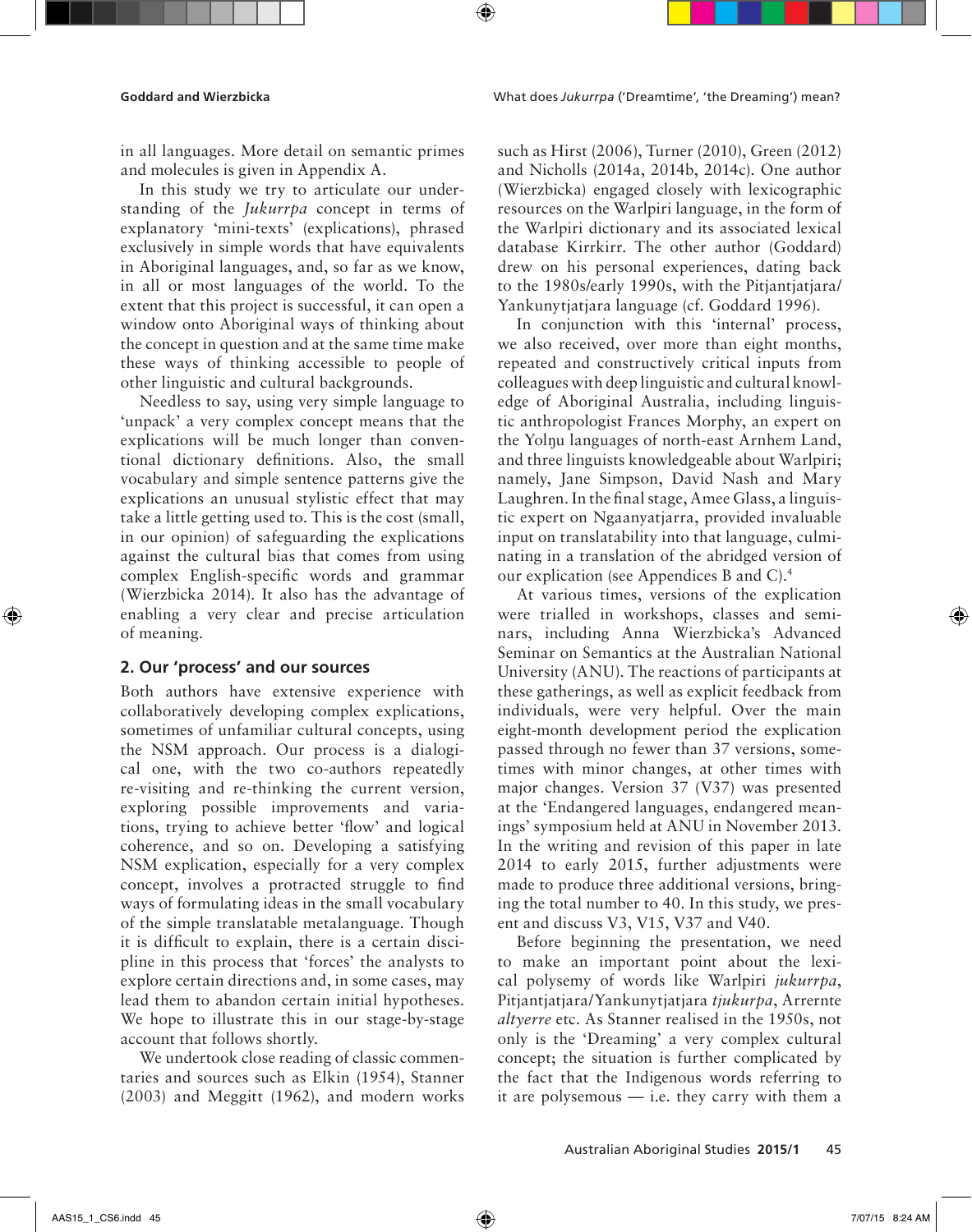in all languages. More detail on semantic primes and molecules is given in Appendix A.

In this study we try to articulate our understanding of the *Jukurrpa* concept in terms of explanatory 'mini-texts' (explications), phrased exclusively in simple words that have equivalents in Aboriginal languages, and, so far as we know, in all or most languages of the world. To the extent that this project is successful, it can open a window onto Aboriginal ways of thinking about the concept in question and at the same time make these ways of thinking accessible to people of other linguistic and cultural backgrounds.

Needless to say, using very simple language to 'unpack' a very complex concept means that the explications will be much longer than conventional dictionary definitions. Also, the small vocabulary and simple sentence patterns give the explications an unusual stylistic effect that may take a little getting used to. This is the cost (small, in our opinion) of safeguarding the explications against the cultural bias that comes from using complex English-specific words and grammar (Wierzbicka 2014). It also has the advantage of enabling a very clear and precise articulation of meaning.

## 2. Our 'process' and our sources

Both authors have extensive experience with collaboratively developing complex explications, sometimes of unfamiliar cultural concepts, using the NSM approach. Our process is a dialogical one, with the two co-authors repeatedly re-visiting and re-thinking the current version, exploring possible improvements and variations, trying to achieve better 'flow' and logical coherence, and so on. Developing a satisfying NSM explication, especially for a very complex concept, involves a protracted struggle to find ways of formulating ideas in the small vocabulary of the simple translatable metalanguage. Though it is difficult to explain, there is a certain discipline in this process that 'forces' the analysts to explore certain directions and, in some cases, may lead them to abandon certain initial hypotheses. We hope to illustrate this in our stage-by-stage account that follows shortly.

We undertook close reading of classic commentaries and sources such as Elkin (1954), Stanner (2003) and Meggitt (1962), and modern works such as Hirst (2006), Turner (2010), Green (2012) and Nicholls (2014a, 2014b, 2014c). One author (Wierzbicka) engaged closely with lexicographic resources on the Warlpiri language, in the form of the Warlpiri dictionary and its associated lexical database Kirrkirr. The other author (Goddard) drew on his personal experiences, dating back to the 1980s/early 1990s, with the Pitjantjatjara/Yankunytjatjara language (cf. Goddard 1996).

In conjunction with this 'internal' process, we also received, over more than eight months, repeated and constructively critical inputs from colleagues with deep linguistic and cultural knowledge of Aboriginal Australia, including linguistic anthropologist Frances Morphy, an expert on the Yolŋu languages of north-east Arnhem Land, and three linguists knowledgeable about Warlpiri; namely, Jane Simpson, David Nash and Mary Laughren. In the final stage, Amee Glass, a linguistic expert on Ngaanyatjarra, provided invaluable input on translatability into that language, culminating in a translation of the abridged version of our explication (see Appendices B and C).[4]

At various times, versions of the explication were trialled in workshops, classes and seminars, including Anna Wierzbicka's Advanced Seminar on Semantics at the Australian National University (ANU). The reactions of participants at these gatherings, as well as explicit feedback from individuals, were very helpful. Over the main eight-month development period the explication passed through no fewer than 37 versions, sometimes with minor changes, at other times with major changes. Version 37 (V37) was presented at the 'Endangered languages, endangered meanings' symposium held at ANU in November 2013. In the writing and revision of this paper in late 2014 to early 2015, further adjustments were made to produce three additional versions, bringing the total number to 40. In this study, we present and discuss V3, V15, V37 and V40.

Before beginning the presentation, we need to make an important point about the lexical polysemy of words like Warlpiri *jukurrpa*, Pitjantjatjara/Yankunytjatjara *tjukurpa*, Arrernte *altyerre* etc. As Stanner realised in the 1950s, not only is the 'Dreaming' a very complex cultural concept; the situation is further complicated by the fact that the Indigenous words referring to it are polysemous — i.e. they carry with them a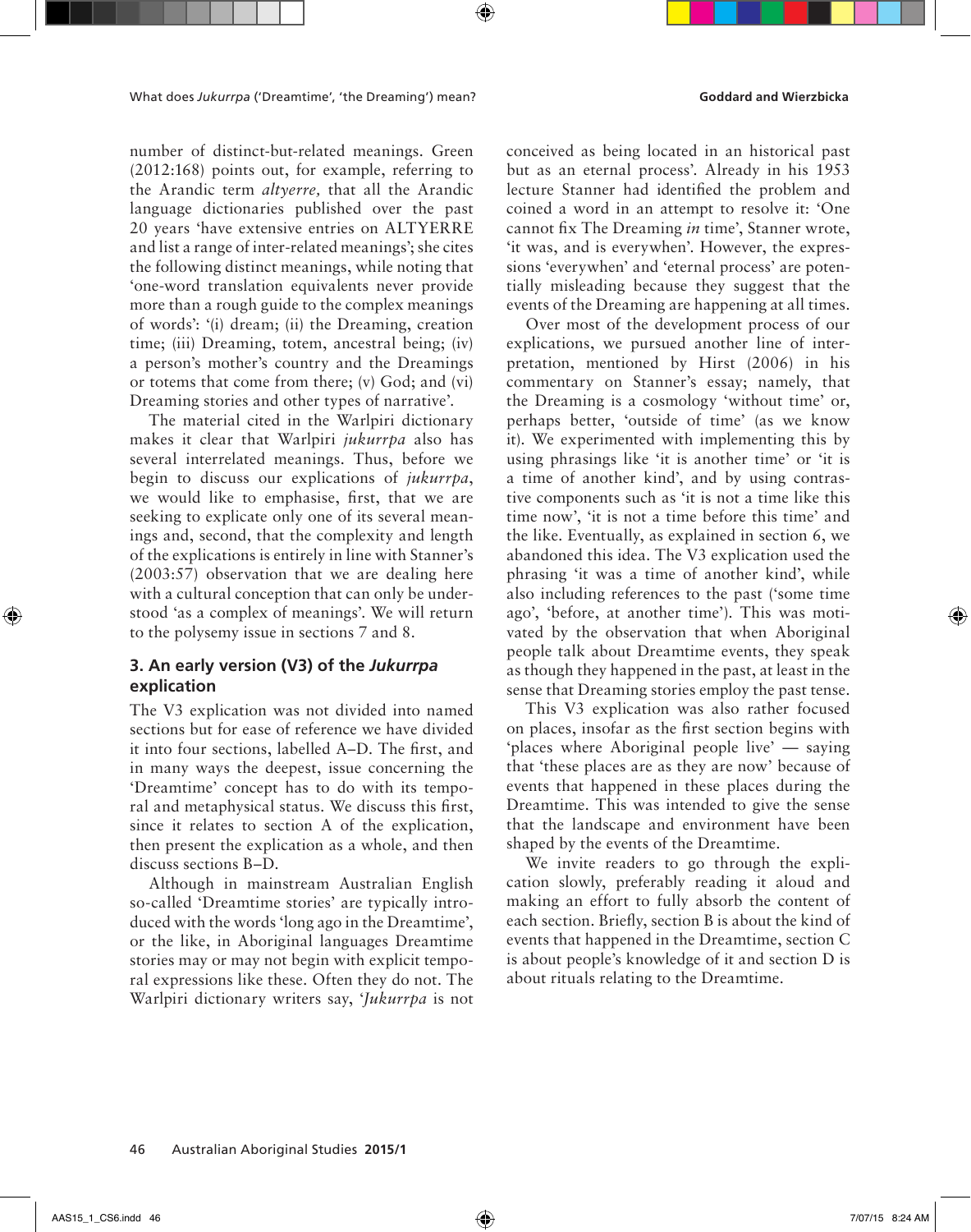number of distinct-but-related meanings. Green (2012:168) points out, for example, referring to the Arandic term *altyerre,* that all the Arandic language dictionaries published over the past 20 years 'have extensive entries on ALTYERRE and list a range of inter-related meanings'; she cites the following distinct meanings, while noting that 'one-word translation equivalents never provide more than a rough guide to the complex meanings of words': '(i) dream; (ii) the Dreaming, creation time; (iii) Dreaming, totem, ancestral being; (iv) a person's mother's country and the Dreamings or totems that come from there; (v) God; and (vi) Dreaming stories and other types of narrative'.

The material cited in the Warlpiri dictionary makes it clear that Warlpiri *jukurrpa* also has several interrelated meanings. Thus, before we begin to discuss our explications of *jukurrpa*, we would like to emphasise, first, that we are seeking to explicate only one of its several meanings and, second, that the complexity and length of the explications is entirely in line with Stanner's (2003:57) observation that we are dealing here with a cultural conception that can only be understood 'as a complex of meanings'. We will return to the polysemy issue in sections 7 and 8.

## 3. An early version (V3) of the *Jukurrpa* explication

The V3 explication was not divided into named sections but for ease of reference we have divided it into four sections, labelled A–D. The first, and in many ways the deepest, issue concerning the 'Dreamtime' concept has to do with its temporal and metaphysical status. We discuss this first, since it relates to section A of the explication, then present the explication as a whole, and then discuss sections B–D.

Although in mainstream Australian English so-called 'Dreamtime stories' are typically introduced with the words 'long ago in the Dreamtime', or the like, in Aboriginal languages Dreamtime stories may or may not begin with explicit temporal expressions like these. Often they do not. The Warlpiri dictionary writers say, '*Jukurrpa* is not conceived as being located in an historical past but as an eternal process'. Already in his 1953 lecture Stanner had identified the problem and coined a word in an attempt to resolve it: 'One cannot fix The Dreaming *in* time', Stanner wrote, 'it was, and is everywhen'. However, the expressions 'everywhen' and 'eternal process' are potentially misleading because they suggest that the events of the Dreaming are happening at all times.

Over most of the development process of our explications, we pursued another line of interpretation, mentioned by Hirst (2006) in his commentary on Stanner's essay; namely, that the Dreaming is a cosmology 'without time' or, perhaps better, 'outside of time' (as we know it). We experimented with implementing this by using phrasings like 'it is another time' or 'it is a time of another kind', and by using contrastive components such as 'it is not a time like this time now', 'it is not a time before this time' and the like. Eventually, as explained in section 6, we abandoned this idea. The V3 explication used the phrasing 'it was a time of another kind', while also including references to the past ('some time ago', 'before, at another time'). This was motivated by the observation that when Aboriginal people talk about Dreamtime events, they speak as though they happened in the past, at least in the sense that Dreaming stories employ the past tense.

This V3 explication was also rather focused on places, insofar as the first section begins with 'places where Aboriginal people live' — saying that 'these places are as they are now' because of events that happened in these places during the Dreamtime. This was intended to give the sense that the landscape and environment have been shaped by the events of the Dreamtime.

We invite readers to go through the explication slowly, preferably reading it aloud and making an effort to fully absorb the content of each section. Briefly, section B is about the kind of events that happened in the Dreamtime, section C is about people's knowledge of it and section D is about rituals relating to the Dreamtime.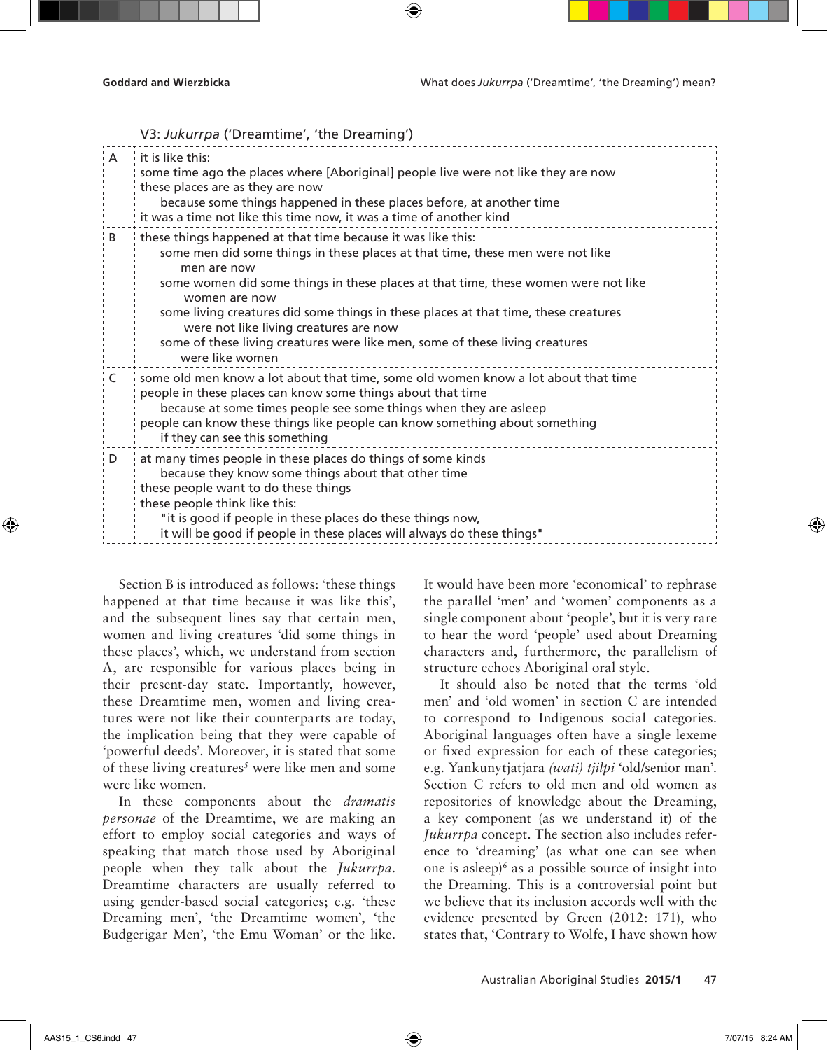V3: *Jukurrpa* ('Dreamtime', 'the Dreaming')

| | |
|---|---|
| A | it is like this:<br>some time ago the places where [Aboriginal] people live were not like they are now<br>these places are as they are now<br>&nbsp;&nbsp;&nbsp;&nbsp;because some things happened in these places before, at another time<br>it was a time not like this time now, it was a time of another kind |
| B | these things happened at that time because it was like this:<br>&nbsp;&nbsp;&nbsp;&nbsp;some men did some things in these places at that time, these men were not like men are now<br>&nbsp;&nbsp;&nbsp;&nbsp;some women did some things in these places at that time, these women were not like women are now<br>&nbsp;&nbsp;&nbsp;&nbsp;some living creatures did some things in these places at that time, these creatures were not like living creatures are now<br>&nbsp;&nbsp;&nbsp;&nbsp;some of these living creatures were like men, some of these living creatures were like women |
| C | some old men know a lot about that time, some old women know a lot about that time<br>people in these places can know some things about that time<br>&nbsp;&nbsp;&nbsp;&nbsp;because at some times people see some things when they are asleep<br>people can know these things like people can know something about something<br>&nbsp;&nbsp;&nbsp;&nbsp;if they can see this something |
| D | at many times people in these places do things of some kinds<br>&nbsp;&nbsp;&nbsp;&nbsp;because they know some things about that other time<br>these people want to do these things<br>these people think like this:<br>&nbsp;&nbsp;&nbsp;&nbsp;"it is good if people in these places do these things now,<br>&nbsp;&nbsp;&nbsp;&nbsp;it will be good if people in these places will always do these things" |

Section B is introduced as follows: 'these things happened at that time because it was like this', and the subsequent lines say that certain men, women and living creatures 'did some things in these places', which, we understand from section A, are responsible for various places being in their present-day state. Importantly, however, these Dreamtime men, women and living creatures were not like their counterparts are today, the implication being that they were capable of 'powerful deeds'. Moreover, it is stated that some of these living creatures[5] were like men and some were like women.

In these components about the *dramatis personae* of the Dreamtime, we are making an effort to employ social categories and ways of speaking that match those used by Aboriginal people when they talk about the *Jukurrpa*. Dreamtime characters are usually referred to using gender-based social categories; e.g. 'these Dreaming men', 'the Dreamtime women', 'the Budgerigar Men', 'the Emu Woman' or the like. It would have been more 'economical' to rephrase the parallel 'men' and 'women' components as a single component about 'people', but it is very rare to hear the word 'people' used about Dreaming characters and, furthermore, the parallelism of structure echoes Aboriginal oral style.

It should also be noted that the terms 'old men' and 'old women' in section C are intended to correspond to Indigenous social categories. Aboriginal languages often have a single lexeme or fixed expression for each of these categories; e.g. Yankunytjatjara *(wati) tjilpi* 'old/senior man'. Section C refers to old men and old women as repositories of knowledge about the Dreaming, a key component (as we understand it) of the *Jukurrpa* concept. The section also includes reference to 'dreaming' (as what one can see when one is asleep)[6] as a possible source of insight into the Dreaming. This is a controversial point but we believe that its inclusion accords well with the evidence presented by Green (2012: 171), who states that, 'Contrary to Wolfe, I have shown how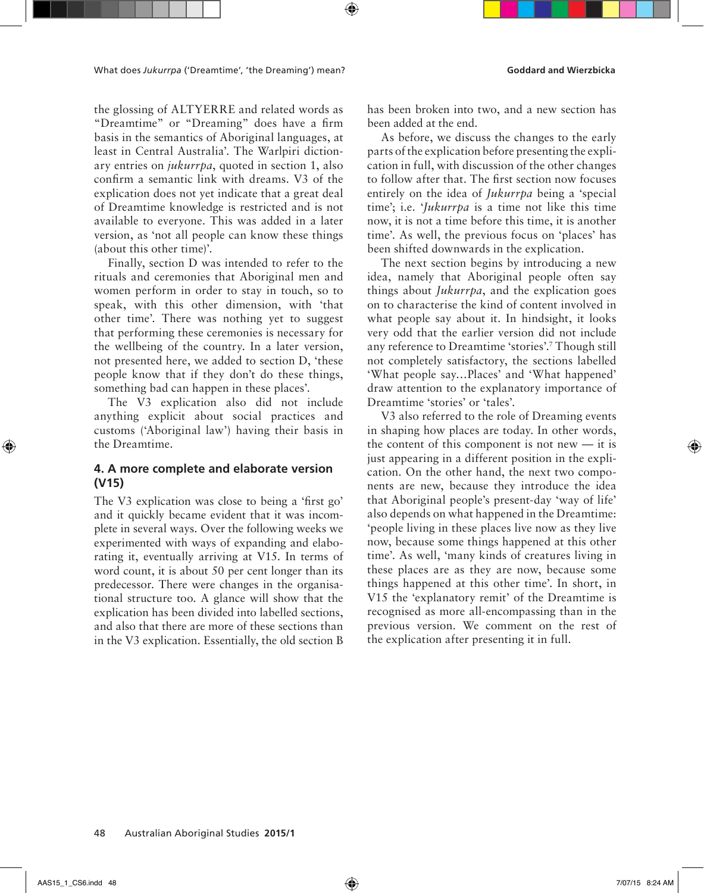the glossing of ALTYERRE and related words as "Dreamtime" or "Dreaming" does have a firm basis in the semantics of Aboriginal languages, at least in Central Australia'. The Warlpiri dictionary entries on *jukurrpa*, quoted in section 1, also confirm a semantic link with dreams. V3 of the explication does not yet indicate that a great deal of Dreamtime knowledge is restricted and is not available to everyone. This was added in a later version, as 'not all people can know these things (about this other time)'.

Finally, section D was intended to refer to the rituals and ceremonies that Aboriginal men and women perform in order to stay in touch, so to speak, with this other dimension, with 'that other time'. There was nothing yet to suggest that performing these ceremonies is necessary for the wellbeing of the country. In a later version, not presented here, we added to section D, 'these people know that if they don't do these things, something bad can happen in these places'.

The V3 explication also did not include anything explicit about social practices and customs ('Aboriginal law') having their basis in the Dreamtime.

## 4. A more complete and elaborate version (V15)

The V3 explication was close to being a 'first go' and it quickly became evident that it was incomplete in several ways. Over the following weeks we experimented with ways of expanding and elaborating it, eventually arriving at V15. In terms of word count, it is about 50 per cent longer than its predecessor. There were changes in the organisational structure too. A glance will show that the explication has been divided into labelled sections, and also that there are more of these sections than in the V3 explication. Essentially, the old section B has been broken into two, and a new section has been added at the end.

As before, we discuss the changes to the early parts of the explication before presenting the explication in full, with discussion of the other changes to follow after that. The first section now focuses entirely on the idea of *Jukurrpa* being a 'special time'; i.e. '*Jukurrpa* is a time not like this time now, it is not a time before this time, it is another time'. As well, the previous focus on 'places' has been shifted downwards in the explication.

The next section begins by introducing a new idea, namely that Aboriginal people often say things about *Jukurrpa*, and the explication goes on to characterise the kind of content involved in what people say about it. In hindsight, it looks very odd that the earlier version did not include any reference to Dreamtime 'stories'.[7] Though still not completely satisfactory, the sections labelled 'What people say…Places' and 'What happened' draw attention to the explanatory importance of Dreamtime 'stories' or 'tales'.

V3 also referred to the role of Dreaming events in shaping how places are today. In other words, the content of this component is not new — it is just appearing in a different position in the explication. On the other hand, the next two components are new, because they introduce the idea that Aboriginal people's present-day 'way of life' also depends on what happened in the Dreamtime: 'people living in these places live now as they live now, because some things happened at this other time'. As well, 'many kinds of creatures living in these places are as they are now, because some things happened at this other time'. In short, in V15 the 'explanatory remit' of the Dreamtime is recognised as more all-encompassing than in the previous version. We comment on the rest of the explication after presenting it in full.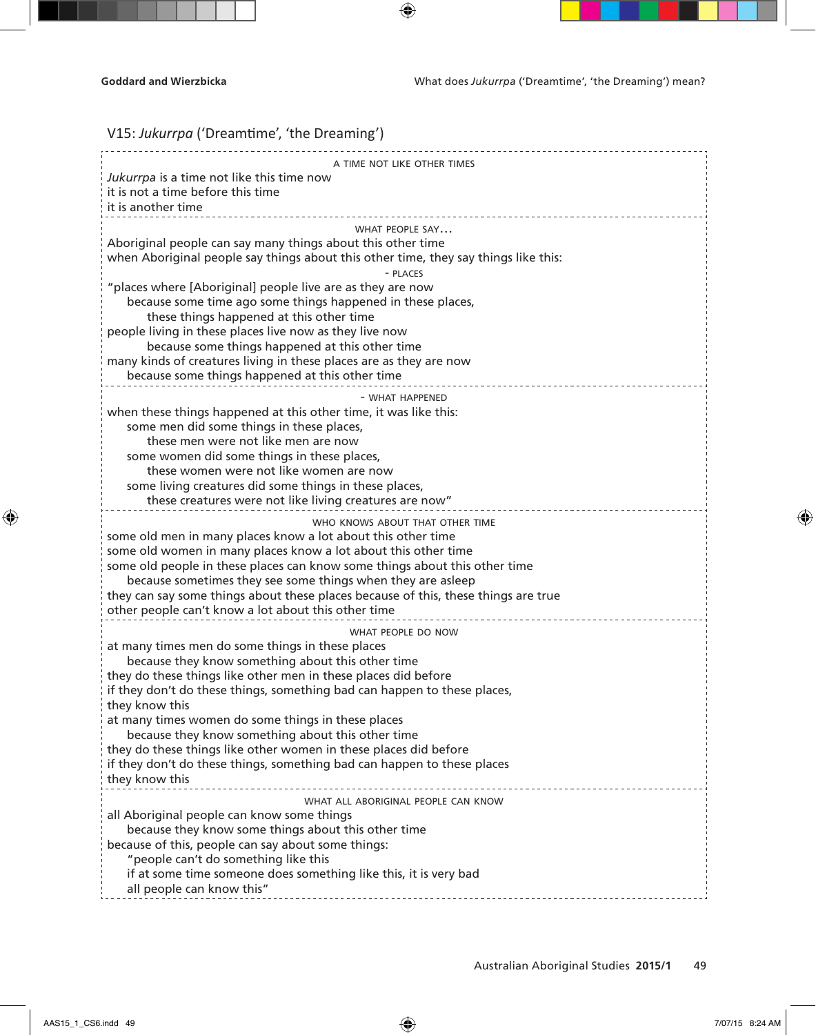V15: *Jukurrpa* ('Dreamtime', 'the Dreaming')

A TIME NOT LIKE OTHER TIMES

*Jukurrpa* is a time not like this time now
it is not a time before this time
it is another time

WHAT PEOPLE SAY…

Aboriginal people can say many things about this other time
when Aboriginal people say things about this other time, they say things like this:

- PLACES

"places where [Aboriginal] people live are as they are now
    because some time ago some things happened in these places,
        these things happened at this other time
people living in these places live now as they live now
        because some things happened at this other time
many kinds of creatures living in these places are as they are now
    because some things happened at this other time

- WHAT HAPPENED

when these things happened at this other time, it was like this:
    some men did some things in these places,
        these men were not like men are now
    some women did some things in these places,
        these women were not like women are now
    some living creatures did some things in these places,
        these creatures were not like living creatures are now"

WHO KNOWS ABOUT THAT OTHER TIME

some old men in many places know a lot about this other time
some old women in many places know a lot about this other time
some old people in these places can know some things about this other time
    because sometimes they see some things when they are asleep
they can say some things about these places because of this, these things are true
other people can't know a lot about this other time

WHAT PEOPLE DO NOW

at many times men do some things in these places
    because they know something about this other time
they do these things like other men in these places did before
if they don't do these things, something bad can happen to these places,
they know this
at many times women do some things in these places
    because they know something about this other time
they do these things like other women in these places did before
if they don't do these things, something bad can happen to these places
they know this

WHAT ALL ABORIGINAL PEOPLE CAN KNOW

all Aboriginal people can know some things
    because they know some things about this other time
because of this, people can say about some things:
    "people can't do something like this
    if at some time someone does something like this, it is very bad
    all people can know this"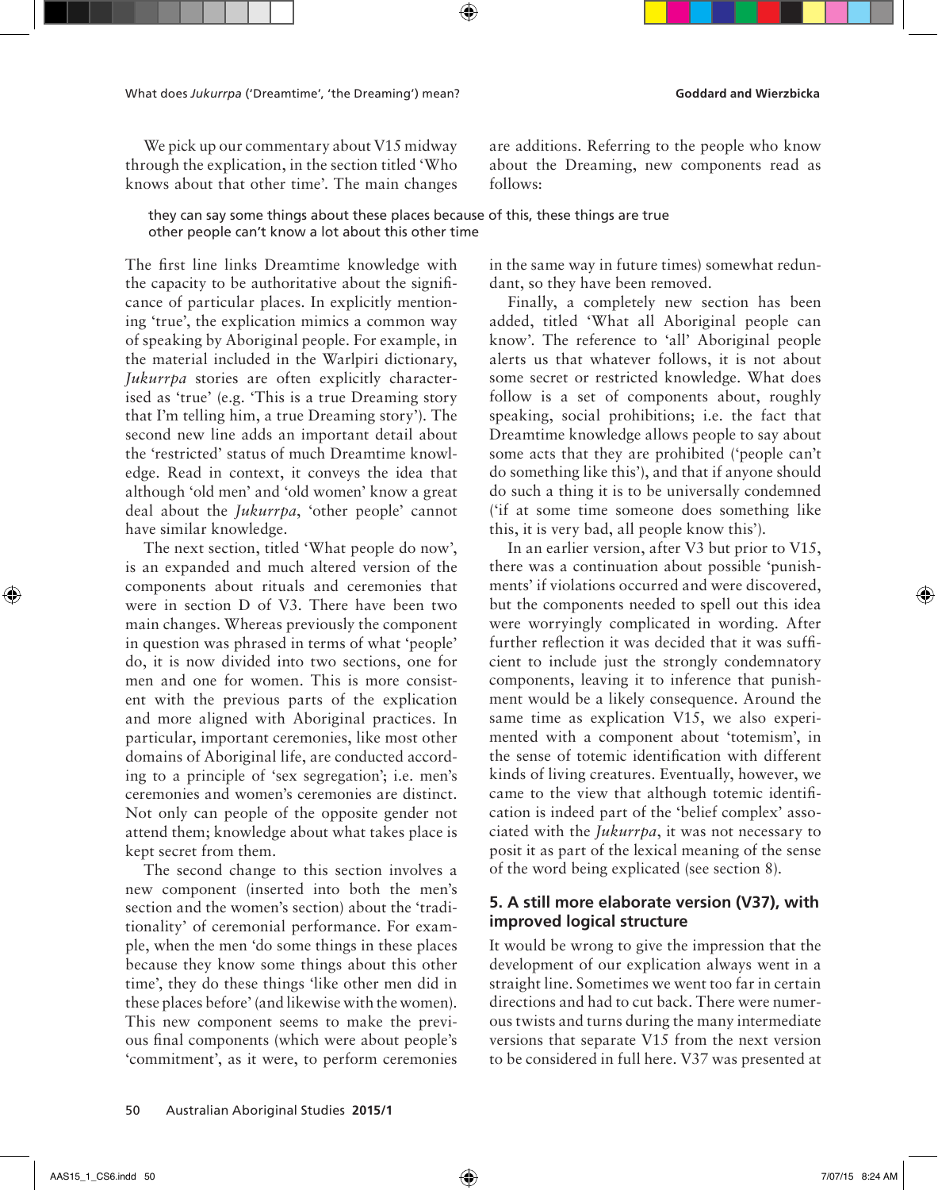We pick up our commentary about V15 midway through the explication, in the section titled 'Who knows about that other time'. The main changes are additions. Referring to the people who know about the Dreaming, new components read as follows:

> they can say some things about these places because of this, these things are true
> other people can't know a lot about this other time

The first line links Dreamtime knowledge with the capacity to be authoritative about the significance of particular places. In explicitly mentioning 'true', the explication mimics a common way of speaking by Aboriginal people. For example, in the material included in the Warlpiri dictionary, *Jukurrpa* stories are often explicitly characterised as 'true' (e.g. 'This is a true Dreaming story that I'm telling him, a true Dreaming story'). The second new line adds an important detail about the 'restricted' status of much Dreamtime knowledge. Read in context, it conveys the idea that although 'old men' and 'old women' know a great deal about the *Jukurrpa*, 'other people' cannot have similar knowledge.

The next section, titled 'What people do now', is an expanded and much altered version of the components about rituals and ceremonies that were in section D of V3. There have been two main changes. Whereas previously the component in question was phrased in terms of what 'people' do, it is now divided into two sections, one for men and one for women. This is more consistent with the previous parts of the explication and more aligned with Aboriginal practices. In particular, important ceremonies, like most other domains of Aboriginal life, are conducted according to a principle of 'sex segregation'; i.e. men's ceremonies and women's ceremonies are distinct. Not only can people of the opposite gender not attend them; knowledge about what takes place is kept secret from them.

The second change to this section involves a new component (inserted into both the men's section and the women's section) about the 'traditionality' of ceremonial performance. For example, when the men 'do some things in these places because they know some things about this other time', they do these things 'like other men did in these places before' (and likewise with the women). This new component seems to make the previous final components (which were about people's 'commitment', as it were, to perform ceremonies in the same way in future times) somewhat redundant, so they have been removed.

Finally, a completely new section has been added, titled 'What all Aboriginal people can know'. The reference to 'all' Aboriginal people alerts us that whatever follows, it is not about some secret or restricted knowledge. What does follow is a set of components about, roughly speaking, social prohibitions; i.e. the fact that Dreamtime knowledge allows people to say about some acts that they are prohibited ('people can't do something like this'), and that if anyone should do such a thing it is to be universally condemned ('if at some time someone does something like this, it is very bad, all people know this').

In an earlier version, after V3 but prior to V15, there was a continuation about possible 'punishments' if violations occurred and were discovered, but the components needed to spell out this idea were worryingly complicated in wording. After further reflection it was decided that it was sufficient to include just the strongly condemnatory components, leaving it to inference that punishment would be a likely consequence. Around the same time as explication V15, we also experimented with a component about 'totemism', in the sense of totemic identification with different kinds of living creatures. Eventually, however, we came to the view that although totemic identification is indeed part of the 'belief complex' associated with the *Jukurrpa*, it was not necessary to posit it as part of the lexical meaning of the sense of the word being explicated (see section 8).

## 5. A still more elaborate version (V37), with improved logical structure

It would be wrong to give the impression that the development of our explication always went in a straight line. Sometimes we went too far in certain directions and had to cut back. There were numerous twists and turns during the many intermediate versions that separate V15 from the next version to be considered in full here. V37 was presented at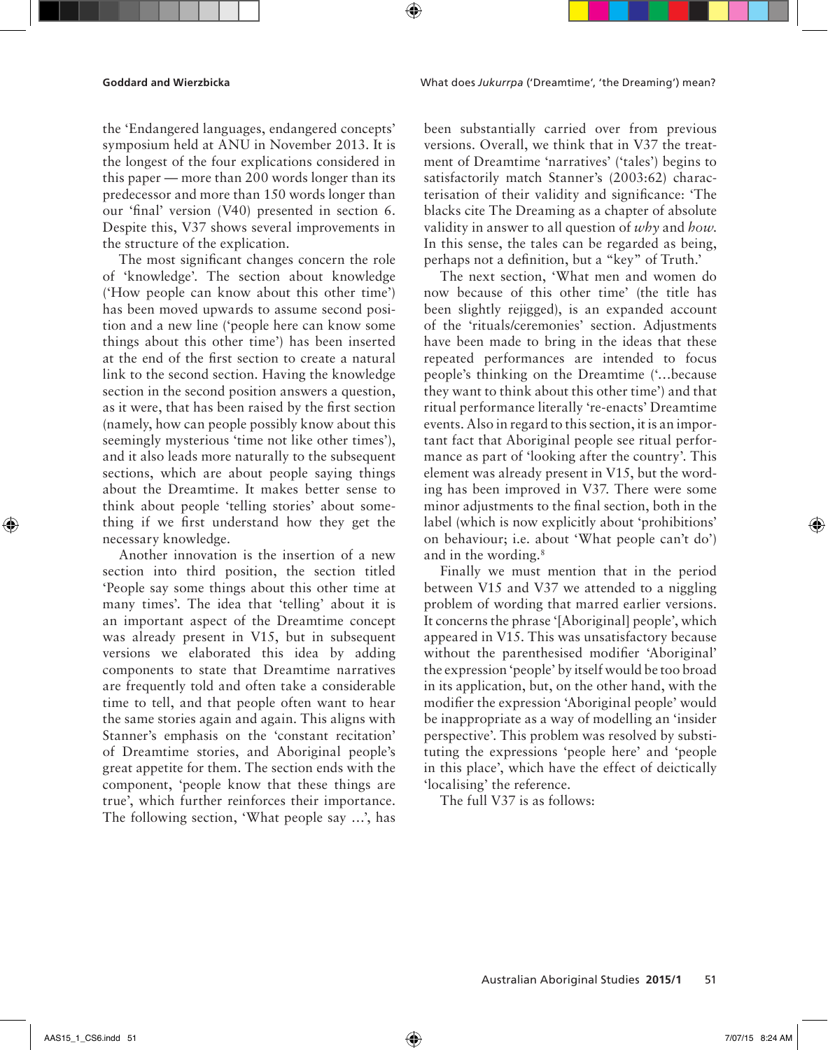the 'Endangered languages, endangered concepts' symposium held at ANU in November 2013. It is the longest of the four explications considered in this paper — more than 200 words longer than its predecessor and more than 150 words longer than our 'final' version (V40) presented in section 6. Despite this, V37 shows several improvements in the structure of the explication.

The most significant changes concern the role of 'knowledge'. The section about knowledge ('How people can know about this other time') has been moved upwards to assume second position and a new line ('people here can know some things about this other time') has been inserted at the end of the first section to create a natural link to the second section. Having the knowledge section in the second position answers a question, as it were, that has been raised by the first section (namely, how can people possibly know about this seemingly mysterious 'time not like other times'), and it also leads more naturally to the subsequent sections, which are about people saying things about the Dreamtime. It makes better sense to think about people 'telling stories' about something if we first understand how they get the necessary knowledge.

Another innovation is the insertion of a new section into third position, the section titled 'People say some things about this other time at many times'. The idea that 'telling' about it is an important aspect of the Dreamtime concept was already present in V15, but in subsequent versions we elaborated this idea by adding components to state that Dreamtime narratives are frequently told and often take a considerable time to tell, and that people often want to hear the same stories again and again. This aligns with Stanner's emphasis on the 'constant recitation' of Dreamtime stories, and Aboriginal people's great appetite for them. The section ends with the component, 'people know that these things are true', which further reinforces their importance. The following section, 'What people say …', has been substantially carried over from previous versions. Overall, we think that in V37 the treatment of Dreamtime 'narratives' ('tales') begins to satisfactorily match Stanner's (2003:62) characterisation of their validity and significance: 'The blacks cite The Dreaming as a chapter of absolute validity in answer to all question of *why* and *how*. In this sense, the tales can be regarded as being, perhaps not a definition, but a "key" of Truth.'

The next section, 'What men and women do now because of this other time' (the title has been slightly rejigged), is an expanded account of the 'rituals/ceremonies' section. Adjustments have been made to bring in the ideas that these repeated performances are intended to focus people's thinking on the Dreamtime ('…because they want to think about this other time') and that ritual performance literally 're-enacts' Dreamtime events. Also in regard to this section, it is an important fact that Aboriginal people see ritual performance as part of 'looking after the country'. This element was already present in V15, but the wording has been improved in V37. There were some minor adjustments to the final section, both in the label (which is now explicitly about 'prohibitions' on behaviour; i.e. about 'What people can't do') and in the wording.[8]

Finally we must mention that in the period between V15 and V37 we attended to a niggling problem of wording that marred earlier versions. It concerns the phrase '[Aboriginal] people', which appeared in V15. This was unsatisfactory because without the parenthesised modifier 'Aboriginal' the expression 'people' by itself would be too broad in its application, but, on the other hand, with the modifier the expression 'Aboriginal people' would be inappropriate as a way of modelling an 'insider perspective'. This problem was resolved by substituting the expressions 'people here' and 'people in this place', which have the effect of deictically 'localising' the reference.

The full V37 is as follows: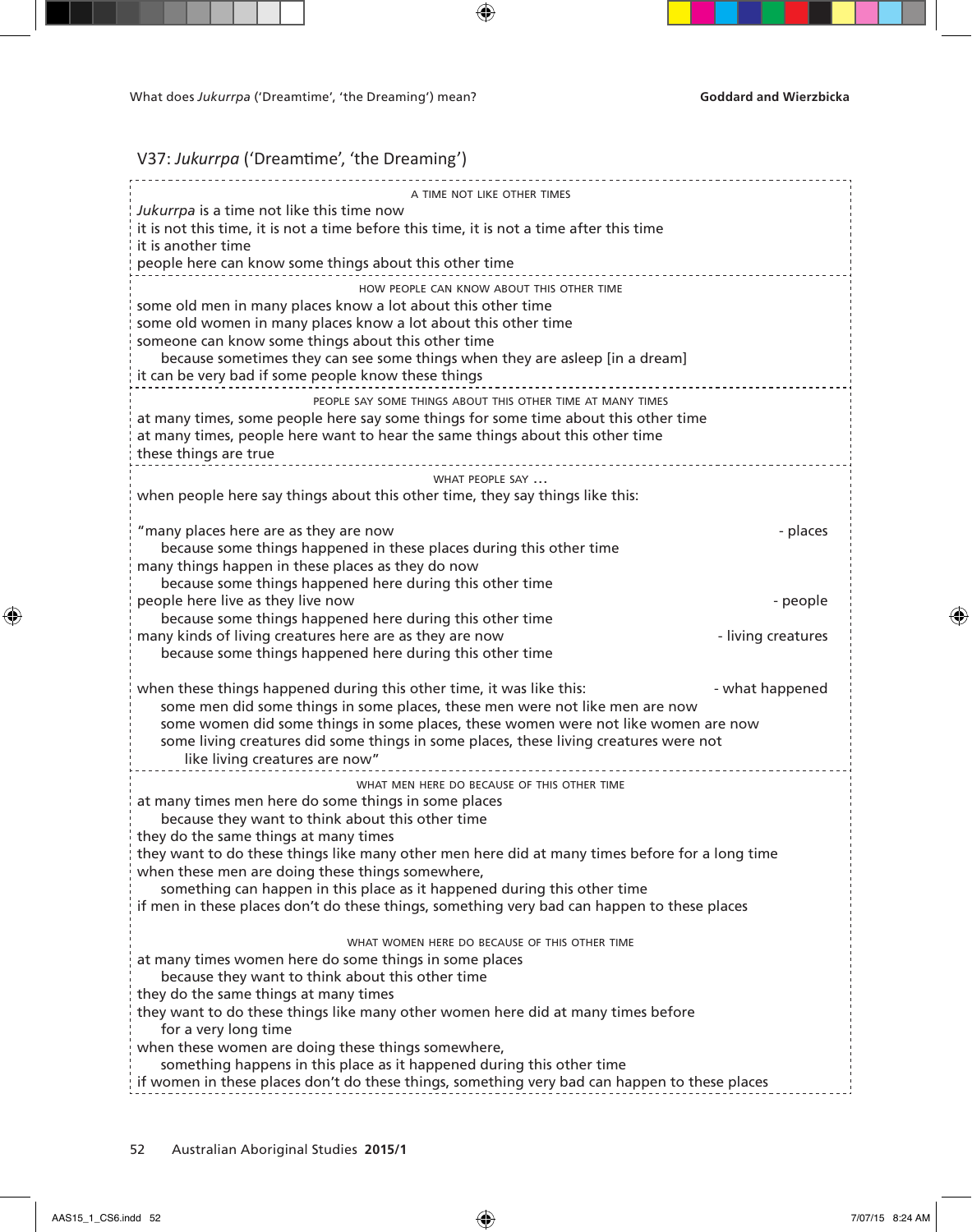V37: *Jukurrpa* ('Dreamtime', 'the Dreaming')

A TIME NOT LIKE OTHER TIMES

*Jukurrpa* is a time not like this time now
it is not this time, it is not a time before this time, it is not a time after this time
it is another time
people here can know some things about this other time

HOW PEOPLE CAN KNOW ABOUT THIS OTHER TIME

some old men in many places know a lot about this other time
some old women in many places know a lot about this other time
someone can know some things about this other time
  because sometimes they can see some things when they are asleep [in a dream]
it can be very bad if some people know these things

PEOPLE SAY SOME THINGS ABOUT THIS OTHER TIME AT MANY TIMES

at many times, some people here say some things for some time about this other time
at many times, people here want to hear the same things about this other time
these things are true

WHAT PEOPLE SAY …

when people here say things about this other time, they say things like this:

"many places here are as they are now — places
  because some things happened in these places during this other time
many things happen in these places as they do now
  because some things happened here during this other time
people here live as they live now — people
  because some things happened here during this other time
many kinds of living creatures here are as they are now — living creatures
  because some things happened here during this other time

when these things happened during this other time, it was like this: — what happened
  some men did some things in some places, these men were not like men are now
  some women did some things in some places, these women were not like women are now
  some living creatures did some things in some places, these living creatures were not
    like living creatures are now"

WHAT MEN HERE DO BECAUSE OF THIS OTHER TIME

at many times men here do some things in some places
  because they want to think about this other time
they do the same things at many times
they want to do these things like many other men here did at many times before for a long time
when these men are doing these things somewhere,
  something can happen in this place as it happened during this other time
if men in these places don't do these things, something very bad can happen to these places

WHAT WOMEN HERE DO BECAUSE OF THIS OTHER TIME

at many times women here do some things in some places
  because they want to think about this other time
they do the same things at many times
they want to do these things like many other women here did at many times before
  for a very long time
when these women are doing these things somewhere,
  something happens in this place as it happened during this other time
if women in these places don't do these things, something very bad can happen to these places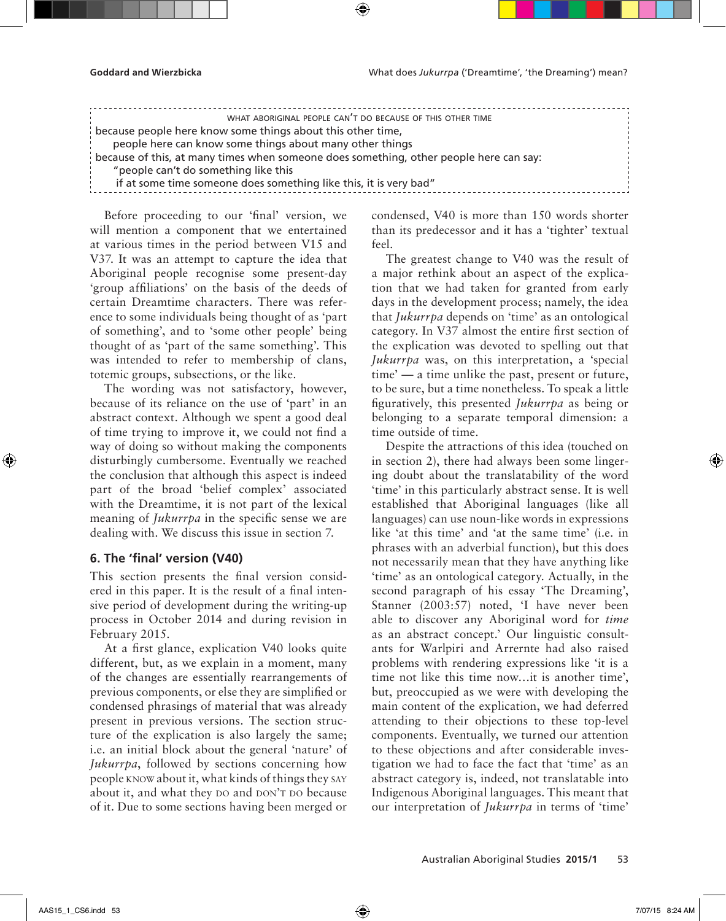WHAT ABORIGINAL PEOPLE CAN'T DO BECAUSE OF THIS OTHER TIME

because people here know some things about this other time,
    people here can know some things about many other things
because of this, at many times when someone does something, other people here can say:
    "people can't do something like this
    if at some time someone does something like this, it is very bad"

Before proceeding to our 'final' version, we will mention a component that we entertained at various times in the period between V15 and V37. It was an attempt to capture the idea that Aboriginal people recognise some present-day 'group affiliations' on the basis of the deeds of certain Dreamtime characters. There was reference to some individuals being thought of as 'part of something', and to 'some other people' being thought of as 'part of the same something'. This was intended to refer to membership of clans, totemic groups, subsections, or the like.

The wording was not satisfactory, however, because of its reliance on the use of 'part' in an abstract context. Although we spent a good deal of time trying to improve it, we could not find a way of doing so without making the components disturbingly cumbersome. Eventually we reached the conclusion that although this aspect is indeed part of the broad 'belief complex' associated with the Dreamtime, it is not part of the lexical meaning of *Jukurrpa* in the specific sense we are dealing with. We discuss this issue in section 7.

## 6. The 'final' version (V40)

This section presents the final version considered in this paper. It is the result of a final intensive period of development during the writing-up process in October 2014 and during revision in February 2015.

At a first glance, explication V40 looks quite different, but, as we explain in a moment, many of the changes are essentially rearrangements of previous components, or else they are simplified or condensed phrasings of material that was already present in previous versions. The section structure of the explication is also largely the same; i.e. an initial block about the general 'nature' of *Jukurrpa*, followed by sections concerning how people KNOW about it, what kinds of things they SAY about it, and what they DO and DON'T DO because of it. Due to some sections having been merged or condensed, V40 is more than 150 words shorter than its predecessor and it has a 'tighter' textual feel.

The greatest change to V40 was the result of a major rethink about an aspect of the explication that we had taken for granted from early days in the development process; namely, the idea that *Jukurrpa* depends on 'time' as an ontological category. In V37 almost the entire first section of the explication was devoted to spelling out that *Jukurrpa* was, on this interpretation, a 'special time' — a time unlike the past, present or future, to be sure, but a time nonetheless. To speak a little figuratively, this presented *Jukurrpa* as being or belonging to a separate temporal dimension: a time outside of time.

Despite the attractions of this idea (touched on in section 2), there had always been some lingering doubt about the translatability of the word 'time' in this particularly abstract sense. It is well established that Aboriginal languages (like all languages) can use noun-like words in expressions like 'at this time' and 'at the same time' (i.e. in phrases with an adverbial function), but this does not necessarily mean that they have anything like 'time' as an ontological category. Actually, in the second paragraph of his essay 'The Dreaming', Stanner (2003:57) noted, 'I have never been able to discover any Aboriginal word for *time* as an abstract concept.' Our linguistic consultants for Warlpiri and Arrernte had also raised problems with rendering expressions like 'it is a time not like this time now...it is another time', but, preoccupied as we were with developing the main content of the explication, we had deferred attending to their objections to these top-level components. Eventually, we turned our attention to these objections and after considerable investigation we had to face the fact that 'time' as an abstract category is, indeed, not translatable into Indigenous Aboriginal languages. This meant that our interpretation of *Jukurrpa* in terms of 'time'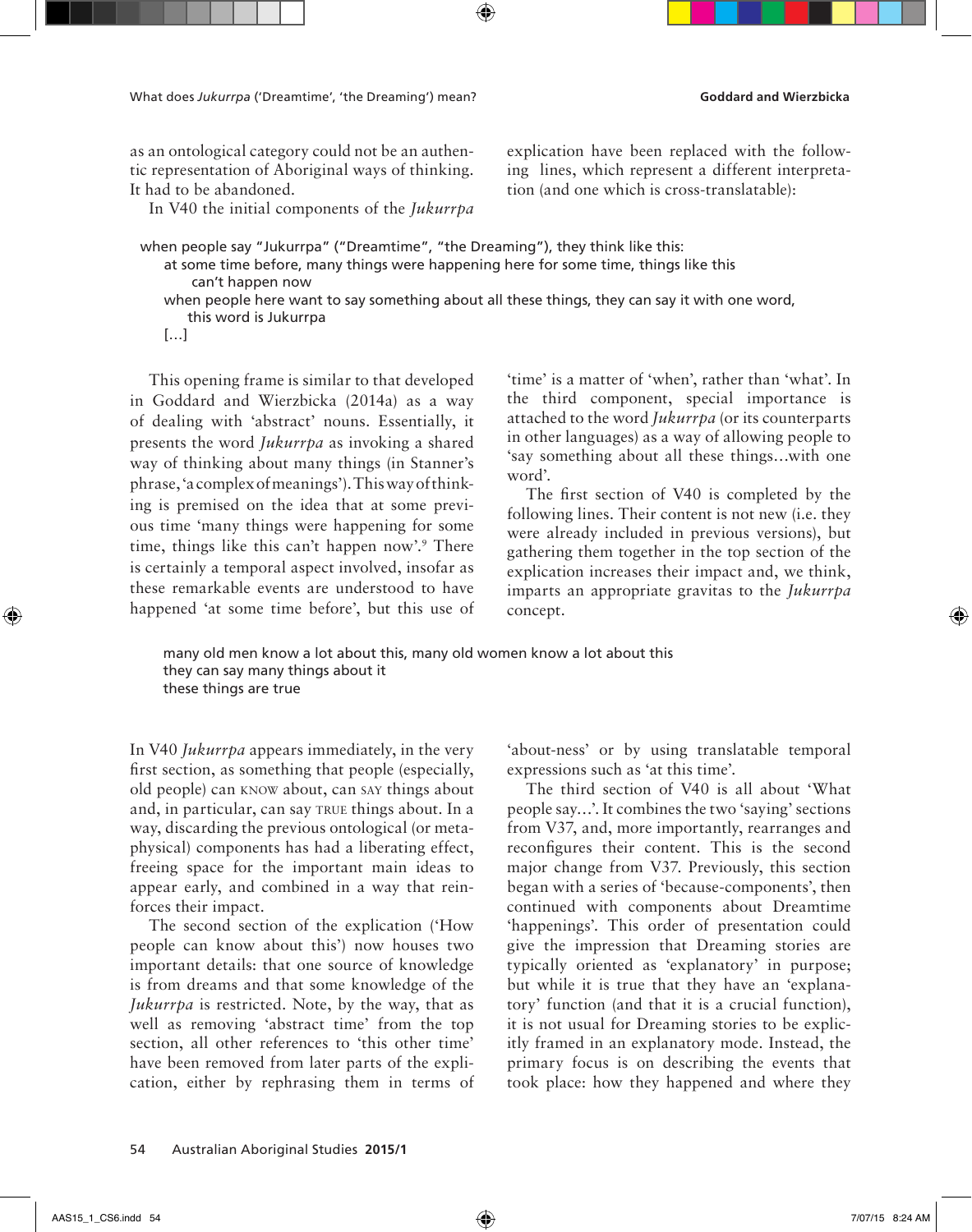as an ontological category could not be an authentic representation of Aboriginal ways of thinking. It had to be abandoned.

In V40 the initial components of the *Jukurrpa* explication have been replaced with the following lines, which represent a different interpretation (and one which is cross-translatable):

> when people say "Jukurrpa" ("Dreamtime", "the Dreaming"), they think like this:
> at some time before, many things were happening here for some time, things like this can't happen now
> when people here want to say something about all these things, they can say it with one word, this word is Jukurrpa
> […]

This opening frame is similar to that developed in Goddard and Wierzbicka (2014a) as a way of dealing with 'abstract' nouns. Essentially, it presents the word *Jukurrpa* as invoking a shared way of thinking about many things (in Stanner's phrase, 'a complex of meanings'). This way of thinking is premised on the idea that at some previous time 'many things were happening for some time, things like this can't happen now'.[9] There is certainly a temporal aspect involved, insofar as these remarkable events are understood to have happened 'at some time before', but this use of 'time' is a matter of 'when', rather than 'what'. In the third component, special importance is attached to the word *Jukurrpa* (or its counterparts in other languages) as a way of allowing people to 'say something about all these things…with one word'.

The first section of V40 is completed by the following lines. Their content is not new (i.e. they were already included in previous versions), but gathering them together in the top section of the explication increases their impact and, we think, imparts an appropriate gravitas to the *Jukurrpa* concept.

> many old men know a lot about this, many old women know a lot about this
> they can say many things about it
> these things are true

In V40 *Jukurrpa* appears immediately, in the very first section, as something that people (especially, old people) can KNOW about, can SAY things about and, in particular, can say TRUE things about. In a way, discarding the previous ontological (or metaphysical) components has had a liberating effect, freeing space for the important main ideas to appear early, and combined in a way that reinforces their impact.

The second section of the explication ('How people can know about this') now houses two important details: that one source of knowledge is from dreams and that some knowledge of the *Jukurrpa* is restricted. Note, by the way, that as well as removing 'abstract time' from the top section, all other references to 'this other time' have been removed from later parts of the explication, either by rephrasing them in terms of 'about-ness' or by using translatable temporal expressions such as 'at this time'.

The third section of V40 is all about 'What people say…'. It combines the two 'saying' sections from V37, and, more importantly, rearranges and reconfigures their content. This is the second major change from V37. Previously, this section began with a series of 'because-components', then continued with components about Dreamtime 'happenings'. This order of presentation could give the impression that Dreaming stories are typically oriented as 'explanatory' in purpose; but while it is true that they have an 'explanatory' function (and that it is a crucial function), it is not usual for Dreaming stories to be explicitly framed in an explanatory mode. Instead, the primary focus is on describing the events that took place: how they happened and where they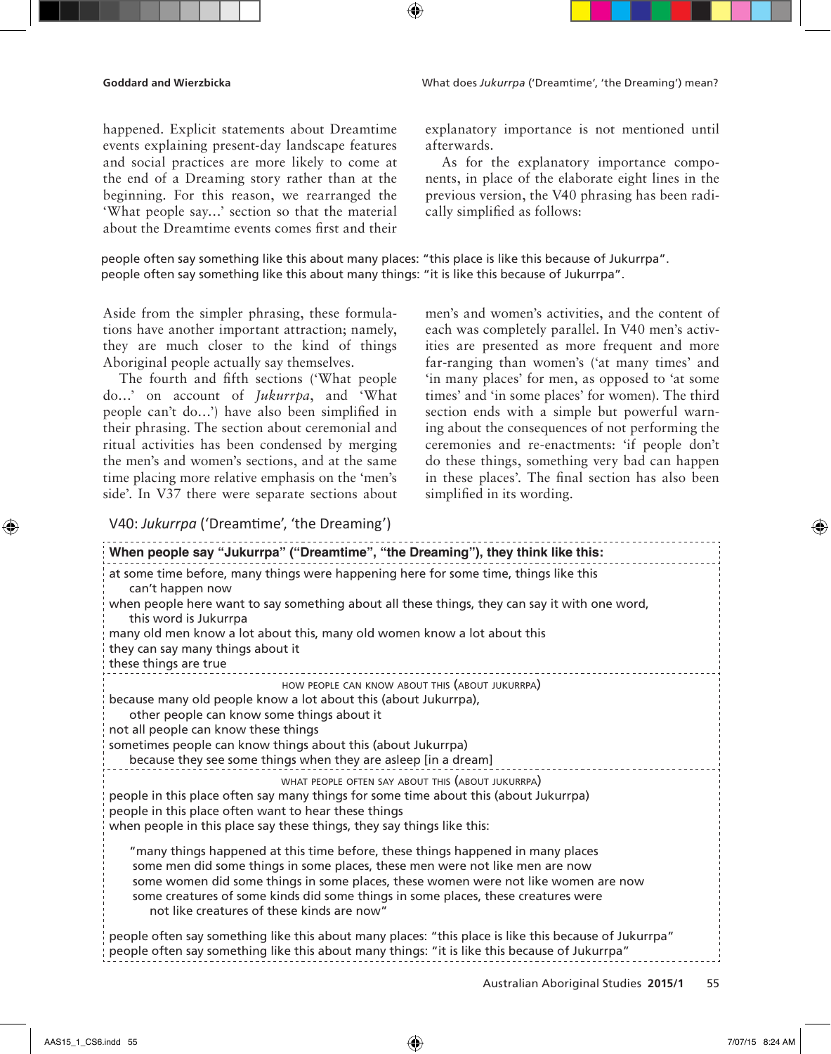happened. Explicit statements about Dreamtime events explaining present-day landscape features and social practices are more likely to come at the end of a Dreaming story rather than at the beginning. For this reason, we rearranged the 'What people say…' section so that the material about the Dreamtime events comes first and their explanatory importance is not mentioned until afterwards.

As for the explanatory importance components, in place of the elaborate eight lines in the previous version, the V40 phrasing has been radically simplified as follows:

> people often say something like this about many places: "this place is like this because of Jukurrpa".
> people often say something like this about many things: "it is like this because of Jukurrpa".

Aside from the simpler phrasing, these formulations have another important attraction; namely, they are much closer to the kind of things Aboriginal people actually say themselves.

The fourth and fifth sections ('What people do…' on account of *Jukurrpa*, and 'What people can't do…') have also been simplified in their phrasing. The section about ceremonial and ritual activities has been condensed by merging the men's and women's sections, and at the same time placing more relative emphasis on the 'men's side'. In V37 there were separate sections about men's and women's activities, and the content of each was completely parallel. In V40 men's activities are presented as more frequent and more far-ranging than women's ('at many times' and 'in many places' for men, as opposed to 'at some times' and 'in some places' for women). The third section ends with a simple but powerful warning about the consequences of not performing the ceremonies and re-enactments: 'if people don't do these things, something very bad can happen in these places'. The final section has also been simplified in its wording.

V40: *Jukurrpa* ('Dreamtime', 'the Dreaming')

**When people say "Jukurrpa" ("Dreamtime", "the Dreaming"), they think like this:**

at some time before, many things were happening here for some time, things like this
  can't happen now
when people here want to say something about all these things, they can say it with one word,
  this word is Jukurrpa
many old men know a lot about this, many old women know a lot about this
they can say many things about it
these things are true

HOW PEOPLE CAN KNOW ABOUT THIS (ABOUT JUKURRPA)

because many old people know a lot about this (about Jukurrpa),
  other people can know some things about it
not all people can know these things
sometimes people can know things about this (about Jukurrpa)
  because they see some things when they are asleep [in a dream]

WHAT PEOPLE OFTEN SAY ABOUT THIS (ABOUT JUKURRPA)

people in this place often say many things for some time about this (about Jukurrpa)
people in this place often want to hear these things
when people in this place say these things, they say things like this:

  "many things happened at this time before, these things happened in many places
  some men did some things in some places, these men were not like men are now
  some women did some things in some places, these women were not like women are now
  some creatures of some kinds did some things in some places, these creatures were
    not like creatures of these kinds are now"

people often say something like this about many places: "this place is like this because of Jukurrpa"
people often say something like this about many things: "it is like this because of Jukurrpa"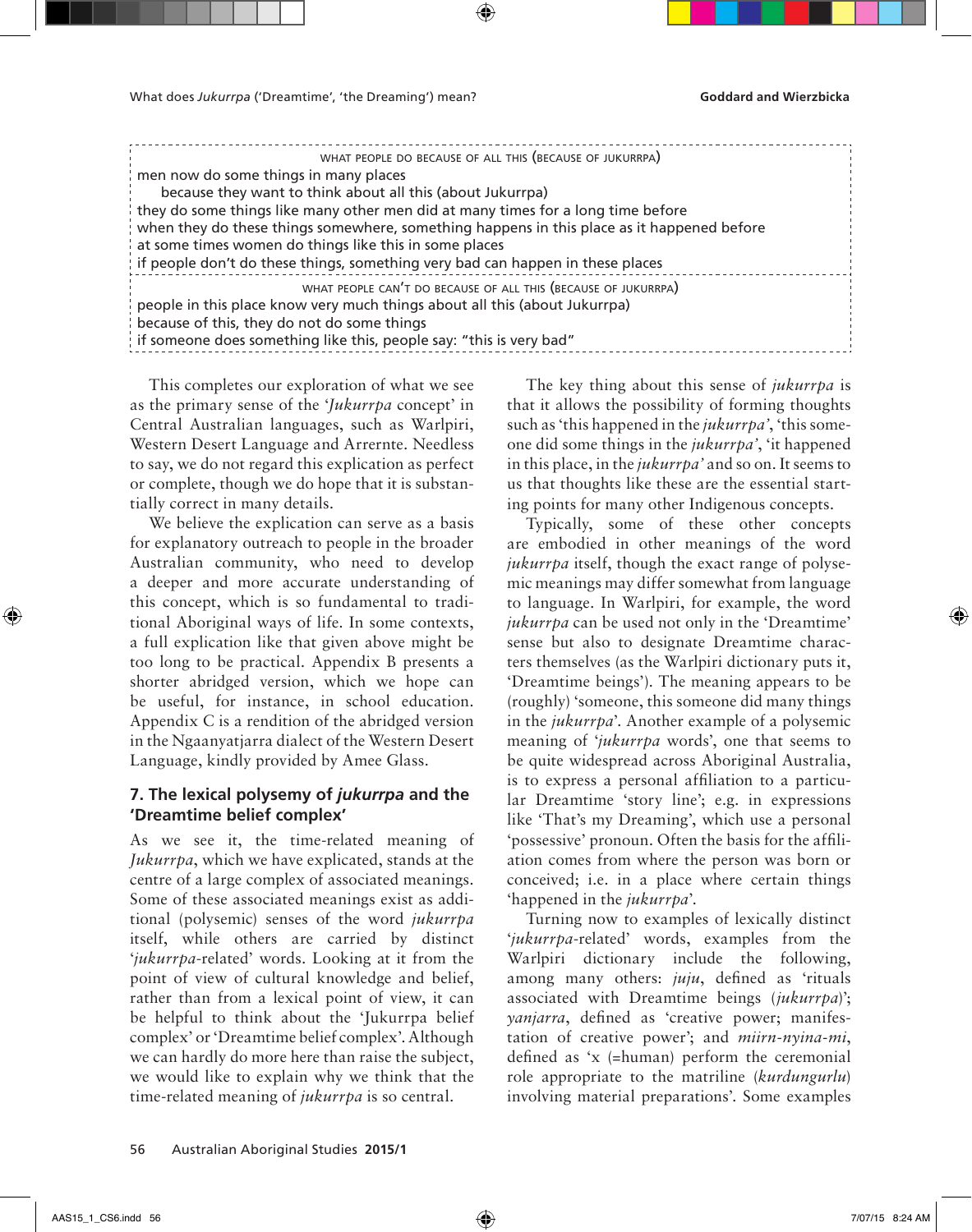WHAT PEOPLE DO BECAUSE OF ALL THIS (BECAUSE OF JUKURRPA)

men now do some things in many places
    because they want to think about all this (about Jukurrpa)
they do some things like many other men did at many times for a long time before
when they do these things somewhere, something happens in this place as it happened before
at some times women do things like this in some places
if people don't do these things, something very bad can happen in these places

WHAT PEOPLE CAN'T DO BECAUSE OF ALL THIS (BECAUSE OF JUKURRPA)

people in this place know very much things about all this (about Jukurrpa)
because of this, they do not do some things
if someone does something like this, people say: "this is very bad"

This completes our exploration of what we see as the primary sense of the '*Jukurrpa* concept' in Central Australian languages, such as Warlpiri, Western Desert Language and Arrernte. Needless to say, we do not regard this explication as perfect or complete, though we do hope that it is substantially correct in many details.

We believe the explication can serve as a basis for explanatory outreach to people in the broader Australian community, who need to develop a deeper and more accurate understanding of this concept, which is so fundamental to traditional Aboriginal ways of life. In some contexts, a full explication like that given above might be too long to be practical. Appendix B presents a shorter abridged version, which we hope can be useful, for instance, in school education. Appendix C is a rendition of the abridged version in the Ngaanyatjarra dialect of the Western Desert Language, kindly provided by Amee Glass.

## 7. The lexical polysemy of *jukurrpa* and the 'Dreamtime belief complex'

As we see it, the time-related meaning of *Jukurrpa*, which we have explicated, stands at the centre of a large complex of associated meanings. Some of these associated meanings exist as additional (polysemic) senses of the word *jukurrpa* itself, while others are carried by distinct '*jukurrpa*-related' words. Looking at it from the point of view of cultural knowledge and belief, rather than from a lexical point of view, it can be helpful to think about the 'Jukurrpa belief complex' or 'Dreamtime belief complex'. Although we can hardly do more here than raise the subject, we would like to explain why we think that the time-related meaning of *jukurrpa* is so central.

The key thing about this sense of *jukurrpa* is that it allows the possibility of forming thoughts such as 'this happened in the *jukurrpa'*, 'this someone did some things in the *jukurrpa'*, 'it happened in this place, in the *jukurrpa'* and so on. It seems to us that thoughts like these are the essential starting points for many other Indigenous concepts.

Typically, some of these other concepts are embodied in other meanings of the word *jukurrpa* itself, though the exact range of polysemic meanings may differ somewhat from language to language. In Warlpiri, for example, the word *jukurrpa* can be used not only in the 'Dreamtime' sense but also to designate Dreamtime characters themselves (as the Warlpiri dictionary puts it, 'Dreamtime beings'). The meaning appears to be (roughly) 'someone, this someone did many things in the *jukurrpa*'. Another example of a polysemic meaning of *'jukurrpa* words', one that seems to be quite widespread across Aboriginal Australia, is to express a personal affiliation to a particular Dreamtime 'story line'; e.g. in expressions like 'That's my Dreaming', which use a personal 'possessive' pronoun. Often the basis for the affiliation comes from where the person was born or conceived; i.e. in a place where certain things 'happened in the *jukurrpa*'.

Turning now to examples of lexically distinct '*jukurrpa*-related' words, examples from the Warlpiri dictionary include the following, among many others: *juju*, defined as 'rituals associated with Dreamtime beings (*jukurrpa*)'; *yanjarra*, defined as 'creative power; manifestation of creative power'; and *miirn-nyina-mi*, defined as 'x (=human) perform the ceremonial role appropriate to the matriline (*kurdungurlu*) involving material preparations'. Some examples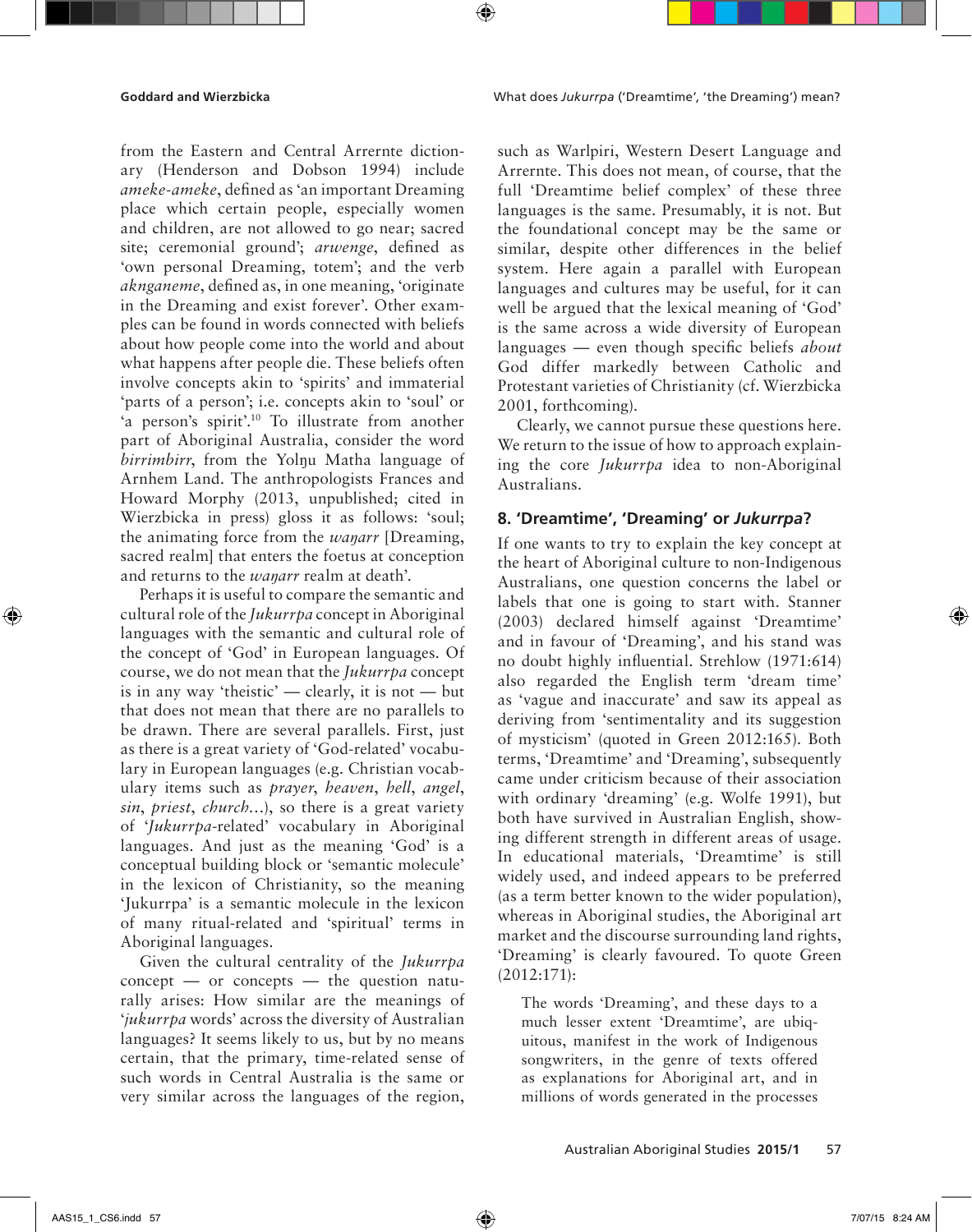from the Eastern and Central Arrernte dictionary (Henderson and Dobson 1994) include *ameke-ameke*, defined as 'an important Dreaming place which certain people, especially women and children, are not allowed to go near; sacred site; ceremonial ground'; *arwenge*, defined as 'own personal Dreaming, totem'; and the verb *aknganeme*, defined as, in one meaning, 'originate in the Dreaming and exist forever'. Other examples can be found in words connected with beliefs about how people come into the world and about what happens after people die. These beliefs often involve concepts akin to 'spirits' and immaterial 'parts of a person'; i.e. concepts akin to 'soul' or 'a person's spirit'.[10] To illustrate from another part of Aboriginal Australia, consider the word *birrimbirr*, from the Yolŋu Matha language of Arnhem Land. The anthropologists Frances and Howard Morphy (2013, unpublished; cited in Wierzbicka in press) gloss it as follows: 'soul; the animating force from the *waŋarr* [Dreaming, sacred realm] that enters the foetus at conception and returns to the *waŋarr* realm at death'.

Perhaps it is useful to compare the semantic and cultural role of the *Jukurrpa* concept in Aboriginal languages with the semantic and cultural role of the concept of 'God' in European languages. Of course, we do not mean that the *Jukurrpa* concept is in any way 'theistic' — clearly, it is not — but that does not mean that there are no parallels to be drawn. There are several parallels. First, just as there is a great variety of 'God-related' vocabulary in European languages (e.g. Christian vocabulary items such as *prayer*, *heaven*, *hell*, *angel*, *sin*, *priest*, *church*...), so there is a great variety of '*Jukurrpa*-related' vocabulary in Aboriginal languages. And just as the meaning 'God' is a conceptual building block or 'semantic molecule' in the lexicon of Christianity, so the meaning 'Jukurrpa' is a semantic molecule in the lexicon of many ritual-related and 'spiritual' terms in Aboriginal languages.

Given the cultural centrality of the *Jukurrpa* concept — or concepts — the question naturally arises: How similar are the meanings of '*jukurrpa* words' across the diversity of Australian languages? It seems likely to us, but by no means certain, that the primary, time-related sense of such words in Central Australia is the same or very similar across the languages of the region, such as Warlpiri, Western Desert Language and Arrernte. This does not mean, of course, that the full 'Dreamtime belief complex' of these three languages is the same. Presumably, it is not. But the foundational concept may be the same or similar, despite other differences in the belief system. Here again a parallel with European languages and cultures may be useful, for it can well be argued that the lexical meaning of 'God' is the same across a wide diversity of European languages — even though specific beliefs *about* God differ markedly between Catholic and Protestant varieties of Christianity (cf. Wierzbicka 2001, forthcoming).

Clearly, we cannot pursue these questions here. We return to the issue of how to approach explaining the core *Jukurrpa* idea to non-Aboriginal Australians.

## 8. 'Dreamtime', 'Dreaming' or *Jukurrpa*?

If one wants to try to explain the key concept at the heart of Aboriginal culture to non-Indigenous Australians, one question concerns the label or labels that one is going to start with. Stanner (2003) declared himself against 'Dreamtime' and in favour of 'Dreaming', and his stand was no doubt highly influential. Strehlow (1971:614) also regarded the English term 'dream time' as 'vague and inaccurate' and saw its appeal as deriving from 'sentimentality and its suggestion of mysticism' (quoted in Green 2012:165). Both terms, 'Dreamtime' and 'Dreaming', subsequently came under criticism because of their association with ordinary 'dreaming' (e.g. Wolfe 1991), but both have survived in Australian English, showing different strength in different areas of usage. In educational materials, 'Dreamtime' is still widely used, and indeed appears to be preferred (as a term better known to the wider population), whereas in Aboriginal studies, the Aboriginal art market and the discourse surrounding land rights, 'Dreaming' is clearly favoured. To quote Green (2012:171):

> The words 'Dreaming', and these days to a much lesser extent 'Dreamtime', are ubiquitous, manifest in the work of Indigenous songwriters, in the genre of texts offered as explanations for Aboriginal art, and in millions of words generated in the processes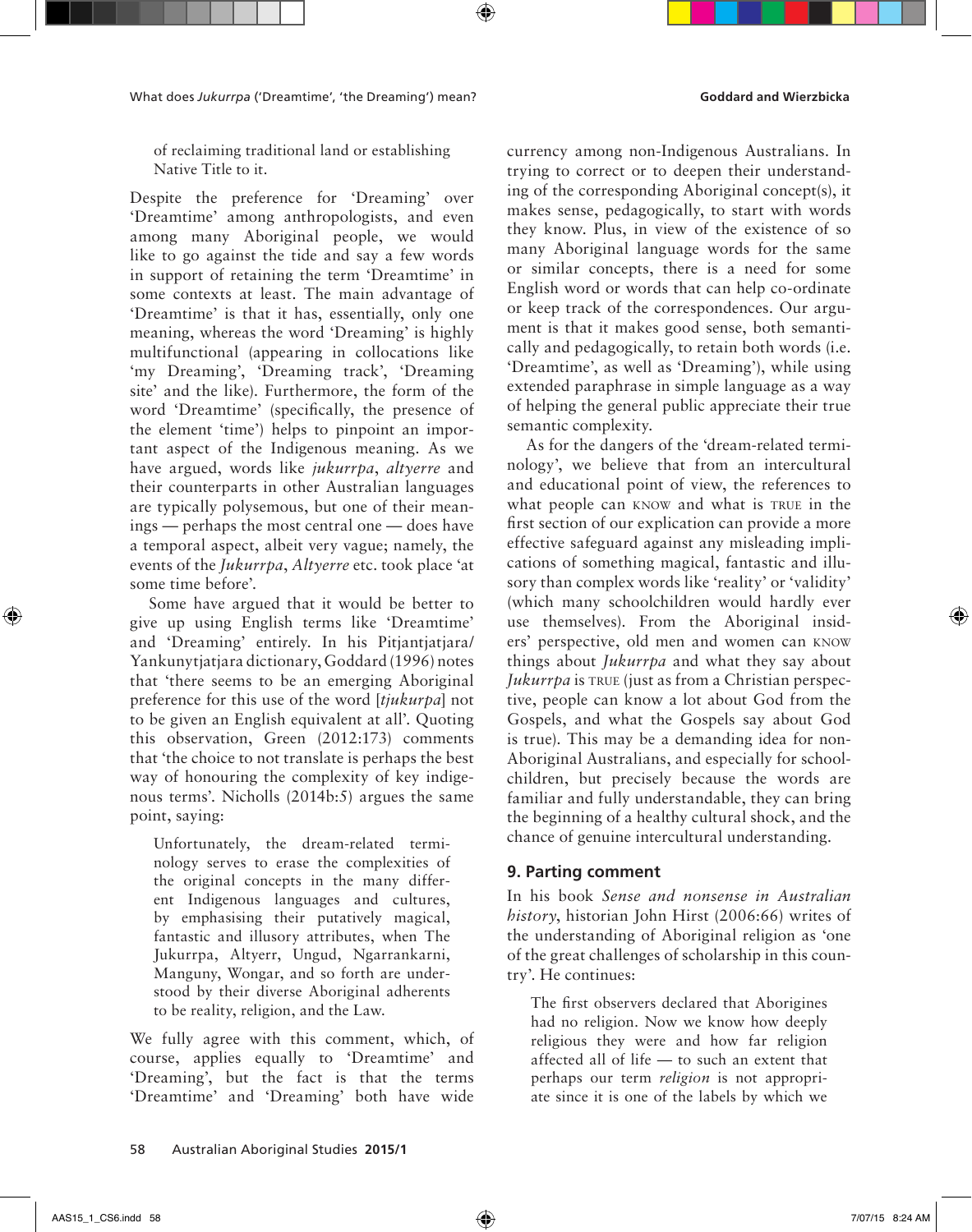of reclaiming traditional land or establishing Native Title to it.

Despite the preference for 'Dreaming' over 'Dreamtime' among anthropologists, and even among many Aboriginal people, we would like to go against the tide and say a few words in support of retaining the term 'Dreamtime' in some contexts at least. The main advantage of 'Dreamtime' is that it has, essentially, only one meaning, whereas the word 'Dreaming' is highly multifunctional (appearing in collocations like 'my Dreaming', 'Dreaming track', 'Dreaming site' and the like). Furthermore, the form of the word 'Dreamtime' (specifically, the presence of the element 'time') helps to pinpoint an important aspect of the Indigenous meaning. As we have argued, words like *jukurrpa*, *altyerre* and their counterparts in other Australian languages are typically polysemous, but one of their meanings — perhaps the most central one — does have a temporal aspect, albeit very vague; namely, the events of the *Jukurrpa*, *Altyerre* etc. took place 'at some time before'.

Some have argued that it would be better to give up using English terms like 'Dreamtime' and 'Dreaming' entirely. In his Pitjantjatjara/Yankunytjatjara dictionary, Goddard (1996) notes that 'there seems to be an emerging Aboriginal preference for this use of the word [*tjukurpa*] not to be given an English equivalent at all'. Quoting this observation, Green (2012:173) comments that 'the choice to not translate is perhaps the best way of honouring the complexity of key indigenous terms'. Nicholls (2014b:5) argues the same point, saying:

> Unfortunately, the dream-related terminology serves to erase the complexities of the original concepts in the many different Indigenous languages and cultures, by emphasising their putatively magical, fantastic and illusory attributes, when The Jukurrpa, Altyerr, Ungud, Ngarrankarni, Manguny, Wongar, and so forth are understood by their diverse Aboriginal adherents to be reality, religion, and the Law.

We fully agree with this comment, which, of course, applies equally to 'Dreamtime' and 'Dreaming', but the fact is that the terms 'Dreamtime' and 'Dreaming' both have wide currency among non-Indigenous Australians. In trying to correct or to deepen their understanding of the corresponding Aboriginal concept(s), it makes sense, pedagogically, to start with words they know. Plus, in view of the existence of so many Aboriginal language words for the same or similar concepts, there is a need for some English word or words that can help co-ordinate or keep track of the correspondences. Our argument is that it makes good sense, both semantically and pedagogically, to retain both words (i.e. 'Dreamtime', as well as 'Dreaming'), while using extended paraphrase in simple language as a way of helping the general public appreciate their true semantic complexity.

As for the dangers of the 'dream-related terminology', we believe that from an intercultural and educational point of view, the references to what people can KNOW and what is TRUE in the first section of our explication can provide a more effective safeguard against any misleading implications of something magical, fantastic and illusory than complex words like 'reality' or 'validity' (which many schoolchildren would hardly ever use themselves). From the Aboriginal insiders' perspective, old men and women can KNOW things about *Jukurrpa* and what they say about *Jukurrpa* is TRUE (just as from a Christian perspective, people can know a lot about God from the Gospels, and what the Gospels say about God is true). This may be a demanding idea for non-Aboriginal Australians, and especially for schoolchildren, but precisely because the words are familiar and fully understandable, they can bring the beginning of a healthy cultural shock, and the chance of genuine intercultural understanding.

## 9. Parting comment

In his book *Sense and nonsense in Australian history*, historian John Hirst (2006:66) writes of the understanding of Aboriginal religion as 'one of the great challenges of scholarship in this country'. He continues:

> The first observers declared that Aborigines had no religion. Now we know how deeply religious they were and how far religion affected all of life — to such an extent that perhaps our term *religion* is not appropriate since it is one of the labels by which we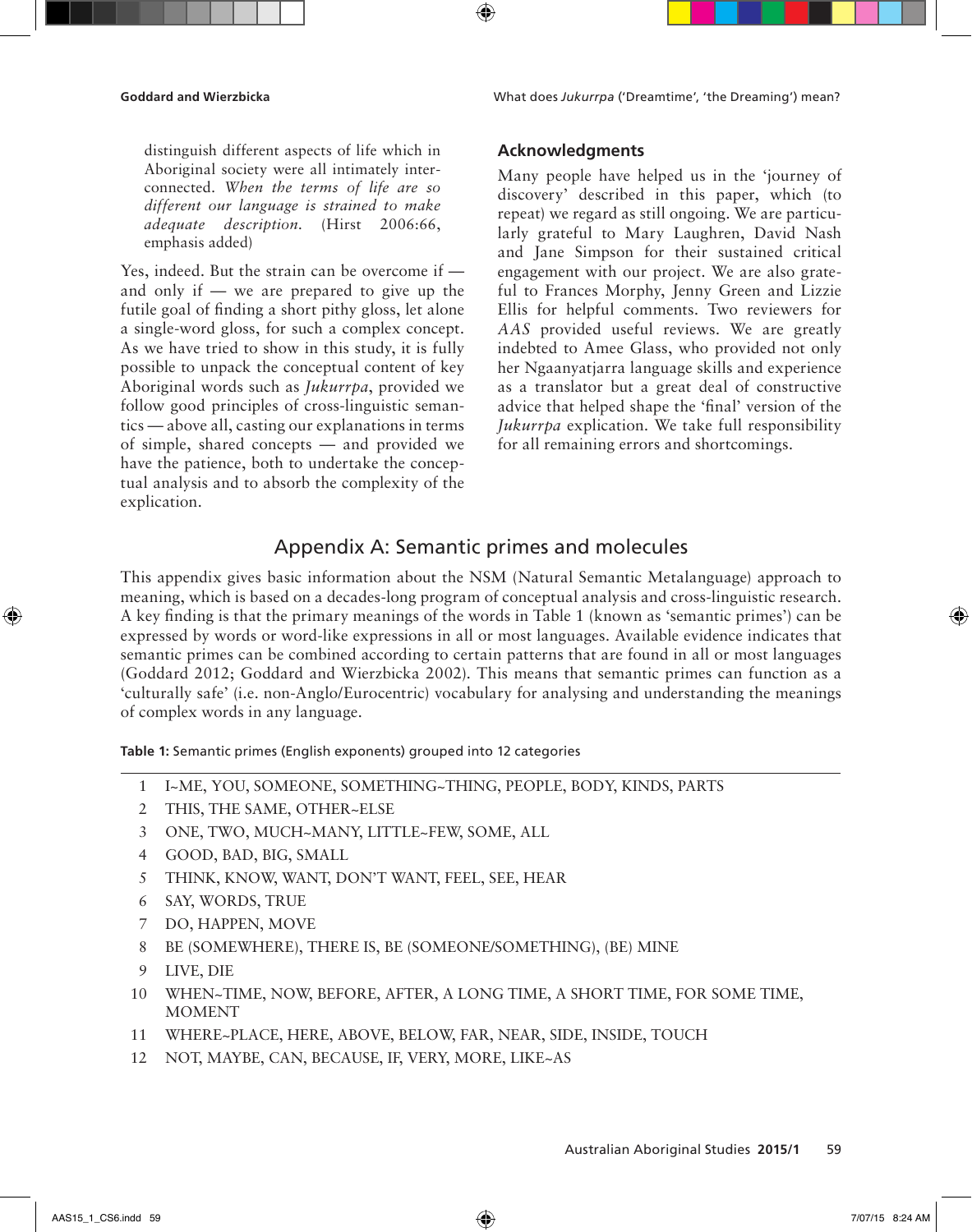> distinguish different aspects of life which in Aboriginal society were all intimately interconnected. *When the terms of life are so different our language is strained to make adequate description.* (Hirst 2006:66, emphasis added)

Yes, indeed. But the strain can be overcome if — and only if — we are prepared to give up the futile goal of finding a short pithy gloss, let alone a single-word gloss, for such a complex concept. As we have tried to show in this study, it is fully possible to unpack the conceptual content of key Aboriginal words such as *Jukurrpa*, provided we follow good principles of cross-linguistic semantics — above all, casting our explanations in terms of simple, shared concepts — and provided we have the patience, both to undertake the conceptual analysis and to absorb the complexity of the explication.

## Acknowledgments

Many people have helped us in the 'journey of discovery' described in this paper, which (to repeat) we regard as still ongoing. We are particularly grateful to Mary Laughren, David Nash and Jane Simpson for their sustained critical engagement with our project. We are also grateful to Frances Morphy, Jenny Green and Lizzie Ellis for helpful comments. Two reviewers for *AAS* provided useful reviews. We are greatly indebted to Amee Glass, who provided not only her Ngaanyatjarra language skills and experience as a translator but a great deal of constructive advice that helped shape the 'final' version of the *Jukurrpa* explication. We take full responsibility for all remaining errors and shortcomings.

## Appendix A: Semantic primes and molecules

This appendix gives basic information about the NSM (Natural Semantic Metalanguage) approach to meaning, which is based on a decades-long program of conceptual analysis and cross-linguistic research. A key finding is that the primary meanings of the words in Table 1 (known as 'semantic primes') can be expressed by words or word-like expressions in all or most languages. Available evidence indicates that semantic primes can be combined according to certain patterns that are found in all or most languages (Goddard 2012; Goddard and Wierzbicka 2002). This means that semantic primes can function as a 'culturally safe' (i.e. non-Anglo/Eurocentric) vocabulary for analysing and understanding the meanings of complex words in any language.

**Table 1:** Semantic primes (English exponents) grouped into 12 categories

| | |
|---|---|
| 1 | I~ME, YOU, SOMEONE, SOMETHING~THING, PEOPLE, BODY, KINDS, PARTS |
| 2 | THIS, THE SAME, OTHER~ELSE |
| 3 | ONE, TWO, MUCH~MANY, LITTLE~FEW, SOME, ALL |
| 4 | GOOD, BAD, BIG, SMALL |
| 5 | THINK, KNOW, WANT, DON'T WANT, FEEL, SEE, HEAR |
| 6 | SAY, WORDS, TRUE |
| 7 | DO, HAPPEN, MOVE |
| 8 | BE (SOMEWHERE), THERE IS, BE (SOMEONE/SOMETHING), (BE) MINE |
| 9 | LIVE, DIE |
| 10 | WHEN~TIME, NOW, BEFORE, AFTER, A LONG TIME, A SHORT TIME, FOR SOME TIME, MOMENT |
| 11 | WHERE~PLACE, HERE, ABOVE, BELOW, FAR, NEAR, SIDE, INSIDE, TOUCH |
| 12 | NOT, MAYBE, CAN, BECAUSE, IF, VERY, MORE, LIKE~AS |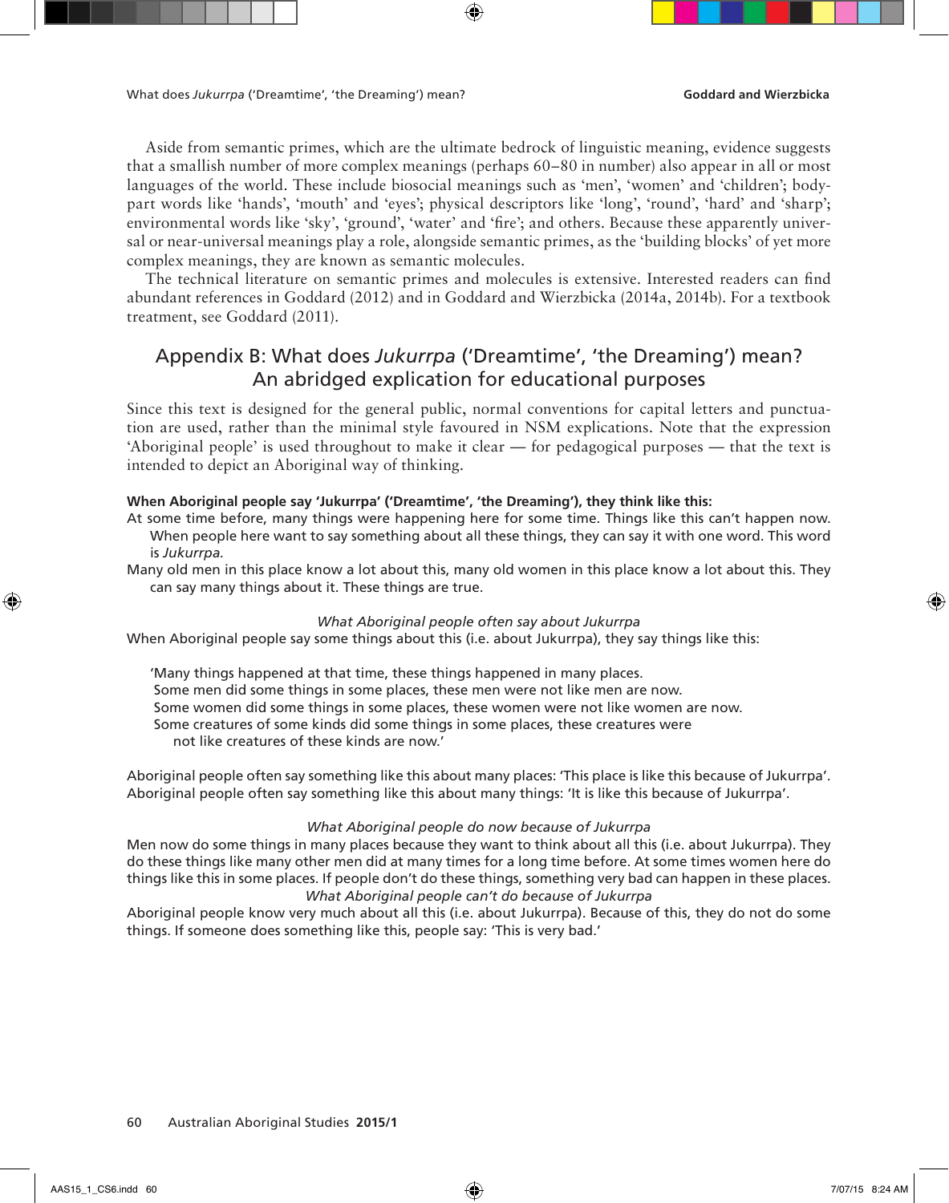Aside from semantic primes, which are the ultimate bedrock of linguistic meaning, evidence suggests that a smallish number of more complex meanings (perhaps 60–80 in number) also appear in all or most languages of the world. These include biosocial meanings such as 'men', 'women' and 'children'; body-part words like 'hands', 'mouth' and 'eyes'; physical descriptors like 'long', 'round', 'hard' and 'sharp'; environmental words like 'sky', 'ground', 'water' and 'fire'; and others. Because these apparently universal or near-universal meanings play a role, alongside semantic primes, as the 'building blocks' of yet more complex meanings, they are known as semantic molecules.

The technical literature on semantic primes and molecules is extensive. Interested readers can find abundant references in Goddard (2012) and in Goddard and Wierzbicka (2014a, 2014b). For a textbook treatment, see Goddard (2011).

## Appendix B: What does *Jukurrpa* ('Dreamtime', 'the Dreaming') mean? An abridged explication for educational purposes

Since this text is designed for the general public, normal conventions for capital letters and punctuation are used, rather than the minimal style favoured in NSM explications. Note that the expression 'Aboriginal people' is used throughout to make it clear — for pedagogical purposes — that the text is intended to depict an Aboriginal way of thinking.

**When Aboriginal people say 'Jukurrpa' ('Dreamtime', 'the Dreaming'), they think like this:**

At some time before, many things were happening here for some time. Things like this can't happen now. When people here want to say something about all these things, they can say it with one word. This word is *Jukurrpa*.

Many old men in this place know a lot about this, many old women in this place know a lot about this. They can say many things about it. These things are true.

*What Aboriginal people often say about Jukurrpa*

When Aboriginal people say some things about this (i.e. about Jukurrpa), they say things like this:

'Many things happened at that time, these things happened in many places.
Some men did some things in some places, these men were not like men are now.
Some women did some things in some places, these women were not like women are now.
Some creatures of some kinds did some things in some places, these creatures were not like creatures of these kinds are now.'

Aboriginal people often say something like this about many places: 'This place is like this because of Jukurrpa'.
Aboriginal people often say something like this about many things: 'It is like this because of Jukurrpa'.

*What Aboriginal people do now because of Jukurrpa*

Men now do some things in many places because they want to think about all this (i.e. about Jukurrpa). They do these things like many other men did at many times for a long time before. At some times women here do things like this in some places. If people don't do these things, something very bad can happen in these places.

*What Aboriginal people can't do because of Jukurrpa*

Aboriginal people know very much about all this (i.e. about Jukurrpa). Because of this, they do not do some things. If someone does something like this, people say: 'This is very bad.'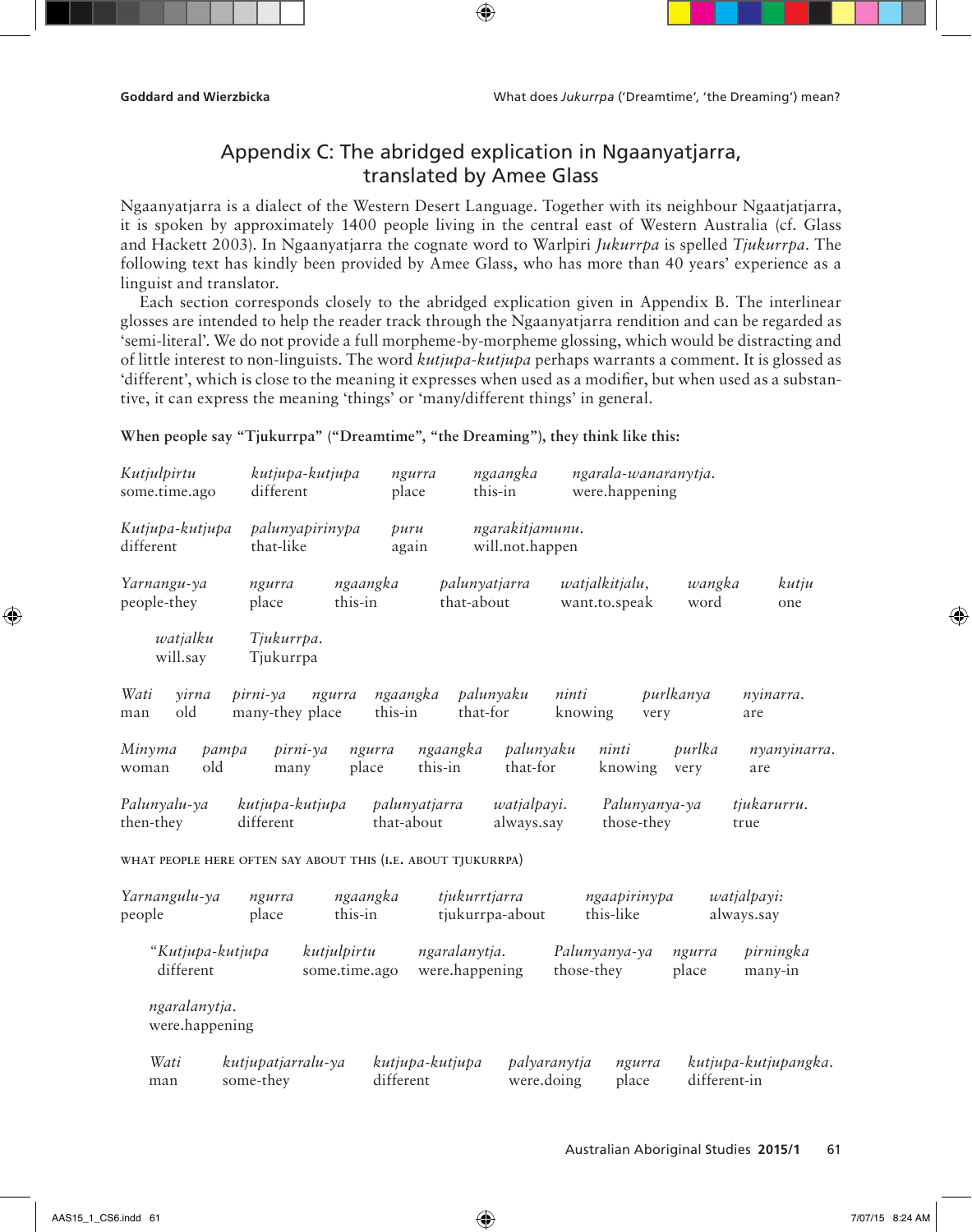## Appendix C: The abridged explication in Ngaanyatjarra, translated by Amee Glass

Ngaanyatjarra is a dialect of the Western Desert Language. Together with its neighbour Ngaatjatjarra, it is spoken by approximately 1400 people living in the central east of Western Australia (cf. Glass and Hackett 2003). In Ngaanyatjarra the cognate word to Warlpiri *Jukurrpa* is spelled *Tjukurrpa*. The following text has kindly been provided by Amee Glass, who has more than 40 years' experience as a linguist and translator.

Each section corresponds closely to the abridged explication given in Appendix B. The interlinear glosses are intended to help the reader track through the Ngaanyatjarra rendition and can be regarded as 'semi-literal'. We do not provide a full morpheme-by-morpheme glossing, which would be distracting and of little interest to non-linguists. The word *kutjupa-kutjupa* perhaps warrants a comment. It is glossed as 'different', which is close to the meaning it expresses when used as a modifier, but when used as a substantive, it can express the meaning 'things' or 'many/different things' in general.

**When people say "Tjukurrpa" ("Dreamtime", "the Dreaming"), they think like this:**

*Kutjulpirtu kutjupa-kutjupa ngurra ngaangka ngarala-wanaranytja.*
some.time.ago different place this-in were.happening

*Kutjupa-kutjupa palunyapirinypa puru ngarakitjamunu.*
different that-like again will.not.happen

*Yarnangu-ya ngurra ngaangka palunyatjarra watjalkitjalu, wangka kutju*
people-they place this-in that-about want.to.speak word one

*watjalku Tjukurrpa.*
will.say Tjukurrpa

*Wati yirna pirni-ya ngurra ngaangka palunyaku ninti purlkanya nyinarra.*
man old many-they place this-in that-for knowing very are

*Minyma pampa pirni-ya ngurra ngaangka palunyaku ninti purlka nyanyinarra.*
woman old many place this-in that-for knowing very are

*Palunyalu-ya kutjupa-kutjupa palunyatjarra watjalpayi. Palunyanya-ya tjukarurru.*
then-they different that-about always.say those-they true

WHAT PEOPLE HERE OFTEN SAY ABOUT THIS (I.E. ABOUT TJUKURRPA)

*Yarnangulu-ya ngurra ngaangka tjukurrtjarra ngaapirinypa watjalpayi:*
people place this-in tjukurrpa-about this-like always.say

*"Kutjupa-kutjupa kutjulpirtu ngaralanytja. Palunyanya-ya ngurra pirningka*
different some.time.ago were.happening those-they place many-in

*ngaralanytja.*
were.happening

*Wati kutjupatjarralu-ya kutjupa-kutjupa palyaranytja ngurra kutjupa-kutjupangka.*
man some-they different were.doing place different-in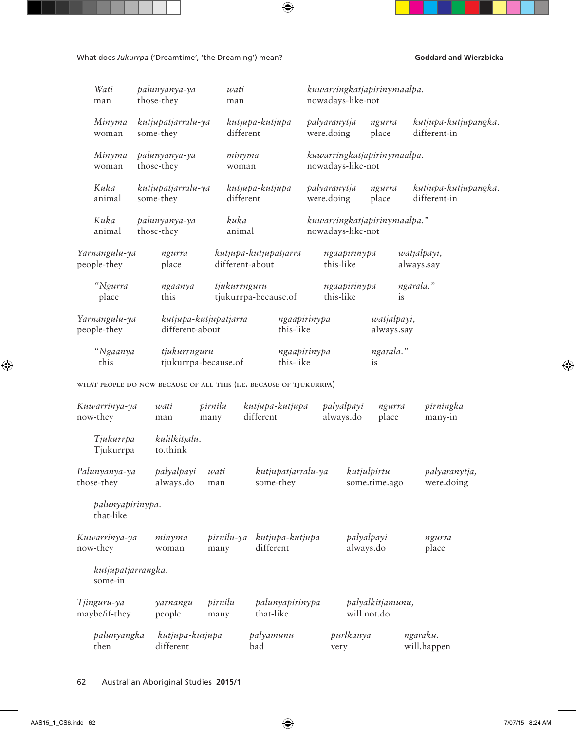| | | | | | |
|---|---|---|---|---|---|
| *Wati* | *palunyanya-ya* | *wati* | *kuwarringkatjapirinymaalpa.* | | |
| man | those-they | man | nowadays-like-not | | |
| *Minyma* | *kutjupatjarralu-ya* | *kutjupa-kutjupa* | *palyaranytja* | *ngurra* | *kutjupa-kutjupangka.* |
| woman | some-they | different | were.doing | place | different-in |
| *Minyma* | *palunyanya-ya* | *minyma* | *kuwarringkatjapirinymaalpa.* | | |
| woman | those-they | woman | nowadays-like-not | | |
| *Kuka* | *kutjupatjarralu-ya* | *kutjupa-kutjupa* | *palyaranytja* | *ngurra* | *kutjupa-kutjupangka.* |
| animal | some-they | different | were.doing | place | different-in |
| *Kuka* | *palunyanya-ya* | *kuka* | *kuwarringkatjapirinymaalpa."* | | |
| animal | those-they | animal | nowadays-like-not | | |

| | | | | |
|---|---|---|---|---|
| *Yarnangulu-ya* | *ngurra* | *kutjupa-kutjupatjarra* | *ngaapirinypa* | *watjalpayi,* |
| people-they | place | different-about | this-like | always.say |
| *"Ngurra* | *ngaanya* | *tjukurrnguru* | *ngaapirinypa* | *ngarala."* |
| place | this | tjukurrpa-because.of | this-like | is |

| | | | |
|---|---|---|---|
| *Yarnangulu-ya* | *kutjupa-kutjupatjarra* | *ngaapirinypa* | *watjalpayi,* |
| people-they | different-about | this-like | always.say |
| *"Ngaanya* | *tjukurrnguru* | *ngaapirinypa* | *ngarala."* |
| this | tjukurrpa-because.of | this-like | is |

WHAT PEOPLE DO NOW BECAUSE OF ALL THIS (I.E. BECAUSE OF TJUKURRPA)

| | | | | | | |
|---|---|---|---|---|---|---|
| *Kuwarrinya-ya* | *wati* | *pirnilu* | *kutjupa-kutjupa* | *palyalpayi* | *ngurra* | *pirningka* |
| now-they | man | many | different | always.do | place | many-in |
| *Tjukurrpa* | *kulilkitjalu.* | | | | | |
| Tjukurrpa | to.think | | | | | |

| | | | | | |
|---|---|---|---|---|---|
| *Palunyanya-ya* | *palyalpayi* | *wati* | *kutjupatjarralu-ya* | *kutjulpirtu* | *palyaranytja,* |
| those-they | always.do | man | some-they | some.time.ago | were.doing |
| *palunyapirinypa.* | | | | | |
| that-like | | | | | |

| | | | | | |
|---|---|---|---|---|---|
| *Kuwarrinya-ya* | *minyma* | *pirnilu-ya* | *kutjupa-kutjupa* | *palyalpayi* | *ngurra* |
| now-they | woman | many | different | always.do | place |
| *kutjupatjarrangka.* | | | | | |
| some-in | | | | | |

| | | | | | |
|---|---|---|---|---|---|
| *Tjinguru-ya* | *yarnangu* | *pirnilu* | *palunyapirinypa* | *palyalkitjamunu,* | |
| maybe/if-they | people | many | that-like | will.not.do | |
| *palunyangka* | *kutjupa-kutjupa* | *palyamunu* | *purlkanya* | *ngaraku.* | |
| then | different | bad | very | will.happen | |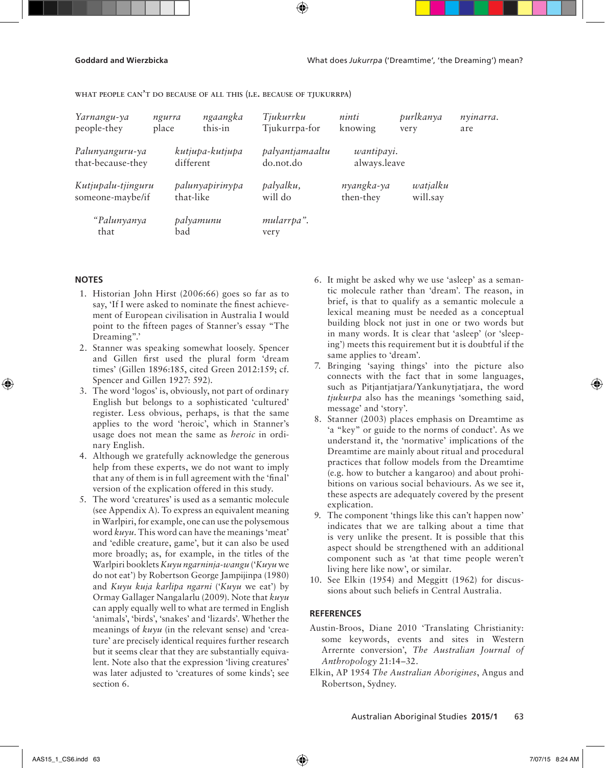WHAT PEOPLE CAN'T DO BECAUSE OF ALL THIS (I.E. BECAUSE OF TJUKURRPA)

| | | | | | | |
|---|---|---|---|---|---|---|
| *Yarnangu-ya* | *ngurra* | *ngaangka* | *Tjukurrku* | *ninti* | *purlkanya* | *nyinarra.* |
| people-they | place | this-in | Tjukurrpa-for | knowing | very | are |

| | | | |
|---|---|---|---|
| *Palunyanguru-ya* | *kutjupa-kutjupa* | *palyantjamaaltu* | *wantipayi.* |
| that-because-they | different | do.not.do | always.leave |

| | | | | |
|---|---|---|---|---|
| *Kutjupalu-tjinguru* | *palunyapirinypa* | *palyalku,* | *nyangka-ya* | *watjalku* |
| someone-maybe/if | that-like | will do | then-they | will.say |

| | | |
|---|---|---|
| *"Palunyanya* | *palyamunu* | *mularrpa".* |
| that | bad | very |

## NOTES

1. Historian John Hirst (2006:66) goes so far as to say, 'If I were asked to nominate the finest achievement of European civilisation in Australia I would point to the fifteen pages of Stanner's essay "The Dreaming".'
2. Stanner was speaking somewhat loosely. Spencer and Gillen first used the plural form 'dream times' (Gillen 1896:185, cited Green 2012:159; cf. Spencer and Gillen 1927: 592).
3. The word 'logos' is, obviously, not part of ordinary English but belongs to a sophisticated 'cultured' register. Less obvious, perhaps, is that the same applies to the word 'heroic', which in Stanner's usage does not mean the same as *heroic* in ordinary English.
4. Although we gratefully acknowledge the generous help from these experts, we do not want to imply that any of them is in full agreement with the 'final' version of the explication offered in this study.
5. The word 'creatures' is used as a semantic molecule (see Appendix A). To express an equivalent meaning in Warlpiri, for example, one can use the polysemous word *kuyu*. This word can have the meanings 'meat' and 'edible creature, game', but it can also be used more broadly; as, for example, in the titles of the Warlpiri booklets *Kuyu ngarninja-wangu* ('*Kuyu* we do not eat') by Robertson George Jampijinpa (1980) and *Kuyu kuja karlipa ngarni* ('*Kuyu* we eat') by Ormay Gallager Nangalarlu (2009). Note that *kuyu* can apply equally well to what are termed in English 'animals', 'birds', 'snakes' and 'lizards'. Whether the meanings of *kuyu* (in the relevant sense) and 'creature' are precisely identical requires further research but it seems clear that they are substantially equivalent. Note also that the expression 'living creatures' was later adjusted to 'creatures of some kinds'; see section 6.
6. It might be asked why we use 'asleep' as a semantic molecule rather than 'dream'. The reason, in brief, is that to qualify as a semantic molecule a lexical meaning must be needed as a conceptual building block not just in one or two words but in many words. It is clear that 'asleep' (or 'sleeping') meets this requirement but it is doubtful if the same applies to 'dream'.
7. Bringing 'saying things' into the picture also connects with the fact that in some languages, such as Pitjantjatjara/Yankunytjatjara, the word *tjukurpa* also has the meanings 'something said, message' and 'story'.
8. Stanner (2003) places emphasis on Dreamtime as 'a "key" or guide to the norms of conduct'. As we understand it, the 'normative' implications of the Dreamtime are mainly about ritual and procedural practices that follow models from the Dreamtime (e.g. how to butcher a kangaroo) and about prohibitions on various social behaviours. As we see it, these aspects are adequately covered by the present explication.
9. The component 'things like this can't happen now' indicates that we are talking about a time that is very unlike the present. It is possible that this aspect should be strengthened with an additional component such as 'at that time people weren't living here like now', or similar.
10. See Elkin (1954) and Meggitt (1962) for discussions about such beliefs in Central Australia.

## REFERENCES

Austin-Broos, Diane 2010 'Translating Christianity: some keywords, events and sites in Western Arrernte conversion', *The Australian Journal of Anthropology* 21:14–32.

Elkin, AP 1954 *The Australian Aborigines*, Angus and Robertson, Sydney.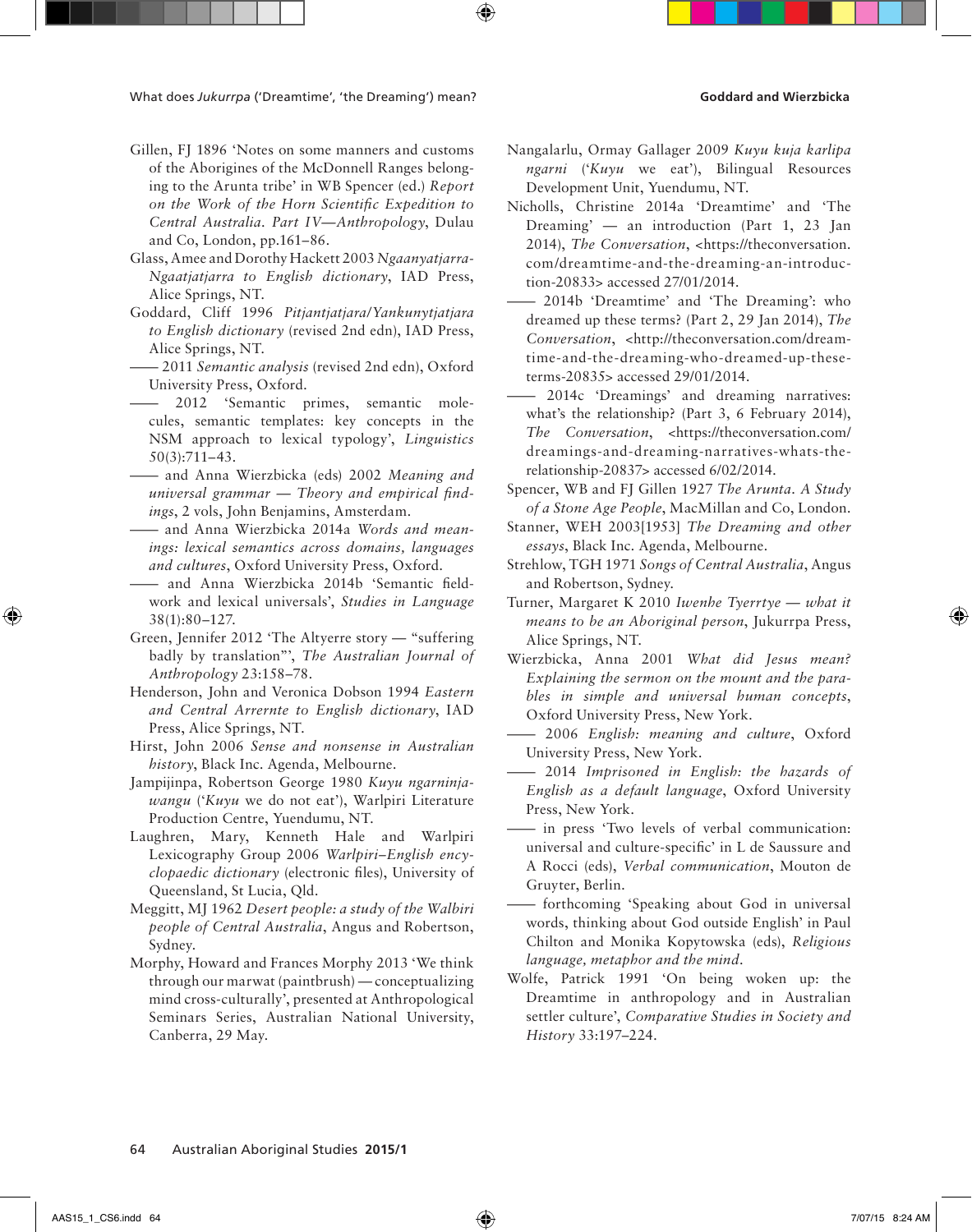Gillen, FJ 1896 'Notes on some manners and customs of the Aborigines of the McDonnell Ranges belonging to the Arunta tribe' in WB Spencer (ed.) *Report on the Work of the Horn Scientific Expedition to Central Australia. Part IV—Anthropology*, Dulau and Co, London, pp.161–86.

Glass, Amee and Dorothy Hackett 2003 *Ngaanyatjarra-Ngaatjatjarra to English dictionary*, IAD Press, Alice Springs, NT.

Goddard, Cliff 1996 *Pitjantjatjara/Yankunytjatjara to English dictionary* (revised 2nd edn), IAD Press, Alice Springs, NT.

—— 2011 *Semantic analysis* (revised 2nd edn), Oxford University Press, Oxford.

—— 2012 'Semantic primes, semantic molecules, semantic templates: key concepts in the NSM approach to lexical typology', *Linguistics* 50(3):711–43.

—— and Anna Wierzbicka (eds) 2002 *Meaning and universal grammar — Theory and empirical findings*, 2 vols, John Benjamins, Amsterdam.

—— and Anna Wierzbicka 2014a *Words and meanings: lexical semantics across domains, languages and cultures*, Oxford University Press, Oxford.

—— and Anna Wierzbicka 2014b 'Semantic fieldwork and lexical universals', *Studies in Language* 38(1):80–127.

Green, Jennifer 2012 'The Altyerre story — "suffering badly by translation"', *The Australian Journal of Anthropology* 23:158–78.

Henderson, John and Veronica Dobson 1994 *Eastern and Central Arrernte to English dictionary*, IAD Press, Alice Springs, NT.

Hirst, John 2006 *Sense and nonsense in Australian history*, Black Inc. Agenda, Melbourne.

Jampijinpa, Robertson George 1980 *Kuyu ngarninjawangu* ('*Kuyu* we do not eat'), Warlpiri Literature Production Centre, Yuendumu, NT.

Laughren, Mary, Kenneth Hale and Warlpiri Lexicography Group 2006 *Warlpiri–English encyclopaedic dictionary* (electronic files), University of Queensland, St Lucia, Qld.

Meggitt, MJ 1962 *Desert people: a study of the Walbiri people of Central Australia*, Angus and Robertson, Sydney.

Morphy, Howard and Frances Morphy 2013 'We think through our marwat (paintbrush) — conceptualizing mind cross-culturally', presented at Anthropological Seminars Series, Australian National University, Canberra, 29 May.

Nangalarlu, Ormay Gallager 2009 *Kuyu kuja karlipa ngarni* ('*Kuyu* we eat'), Bilingual Resources Development Unit, Yuendumu, NT.

Nicholls, Christine 2014a 'Dreamtime' and 'The Dreaming' — an introduction (Part 1, 23 Jan 2014), *The Conversation*, <https://theconversation.com/dreamtime-and-the-dreaming-an-introduction-20833> accessed 27/01/2014.

—— 2014b 'Dreamtime' and 'The Dreaming': who dreamed up these terms? (Part 2, 29 Jan 2014), *The Conversation*, <http://theconversation.com/dreamtime-and-the-dreaming-who-dreamed-up-these-terms-20835> accessed 29/01/2014.

—— 2014c 'Dreamings' and dreaming narratives: what's the relationship? (Part 3, 6 February 2014), *The Conversation*, <https://theconversation.com/dreamings-and-dreaming-narratives-whats-the-relationship-20837> accessed 6/02/2014.

Spencer, WB and FJ Gillen 1927 *The Arunta. A Study of a Stone Age People*, MacMillan and Co, London.

Stanner, WEH 2003[1953] *The Dreaming and other essays*, Black Inc. Agenda, Melbourne.

Strehlow, TGH 1971 *Songs of Central Australia*, Angus and Robertson, Sydney.

Turner, Margaret K 2010 *Iwenhe Tyerrtye — what it means to be an Aboriginal person*, Jukurrpa Press, Alice Springs, NT.

Wierzbicka, Anna 2001 *What did Jesus mean? Explaining the sermon on the mount and the parables in simple and universal human concepts*, Oxford University Press, New York.

—— 2006 *English: meaning and culture*, Oxford University Press, New York.

—— 2014 *Imprisoned in English: the hazards of English as a default language*, Oxford University Press, New York.

—— in press 'Two levels of verbal communication: universal and culture-specific' in L de Saussure and A Rocci (eds), *Verbal communication*, Mouton de Gruyter, Berlin.

—— forthcoming 'Speaking about God in universal words, thinking about God outside English' in Paul Chilton and Monika Kopytowska (eds), *Religious language, metaphor and the mind*.

Wolfe, Patrick 1991 'On being woken up: the Dreamtime in anthropology and in Australian settler culture', *Comparative Studies in Society and History* 33:197–224.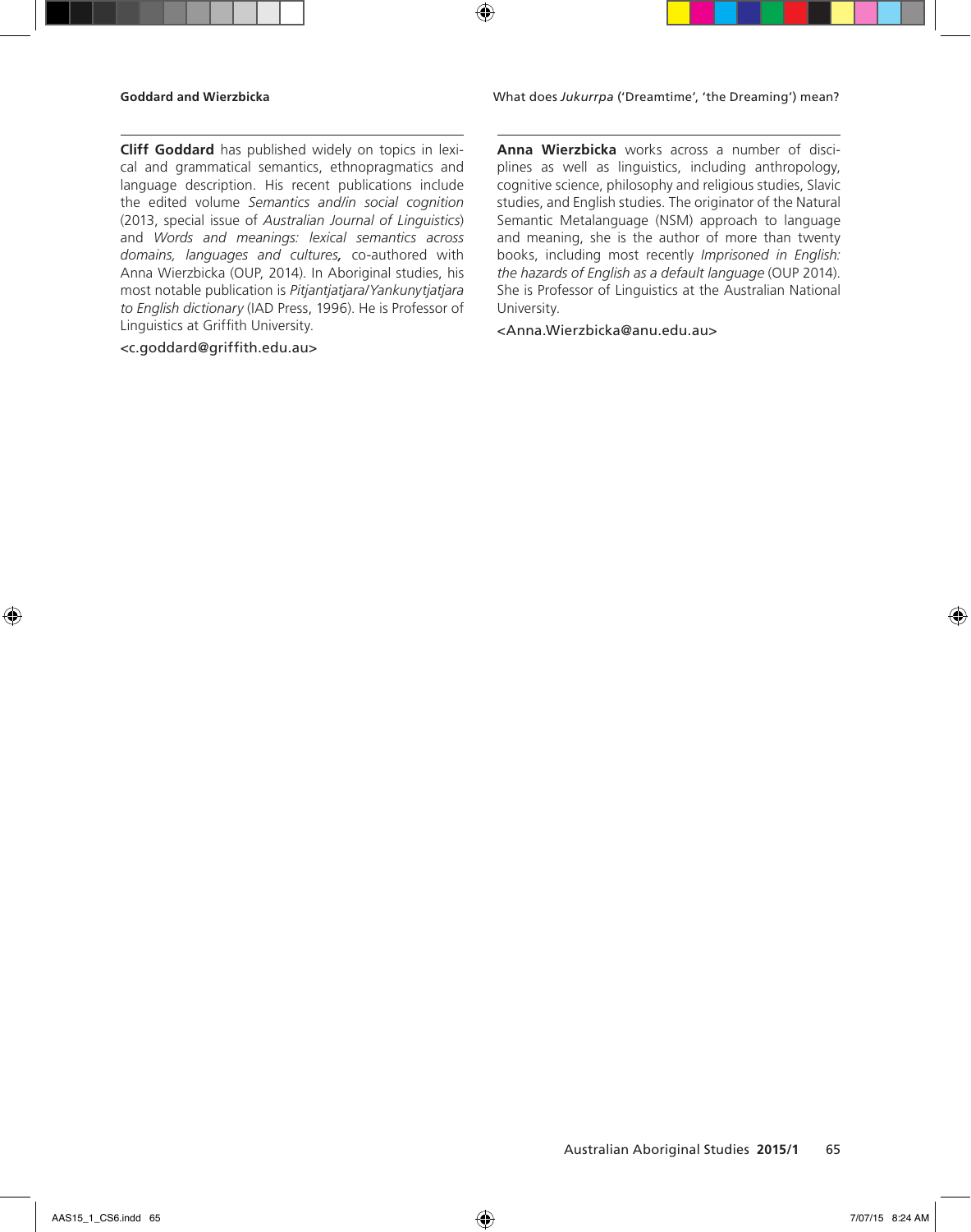**Cliff Goddard** has published widely on topics in lexical and grammatical semantics, ethnopragmatics and language description. His recent publications include the edited volume *Semantics and/in social cognition* (2013, special issue of *Australian Journal of Linguistics*) and *Words and meanings: lexical semantics across domains, languages and cultures,* co-authored with Anna Wierzbicka (OUP, 2014). In Aboriginal studies, his most notable publication is *Pitjantjatjara/Yankunytjatjara to English dictionary* (IAD Press, 1996). He is Professor of Linguistics at Griffith University.

<c.goddard@griffith.edu.au>

**Anna Wierzbicka** works across a number of disciplines as well as linguistics, including anthropology, cognitive science, philosophy and religious studies, Slavic studies, and English studies. The originator of the Natural Semantic Metalanguage (NSM) approach to language and meaning, she is the author of more than twenty books, including most recently *Imprisoned in English: the hazards of English as a default language* (OUP 2014). She is Professor of Linguistics at the Australian National University.

<Anna.Wierzbicka@anu.edu.au>